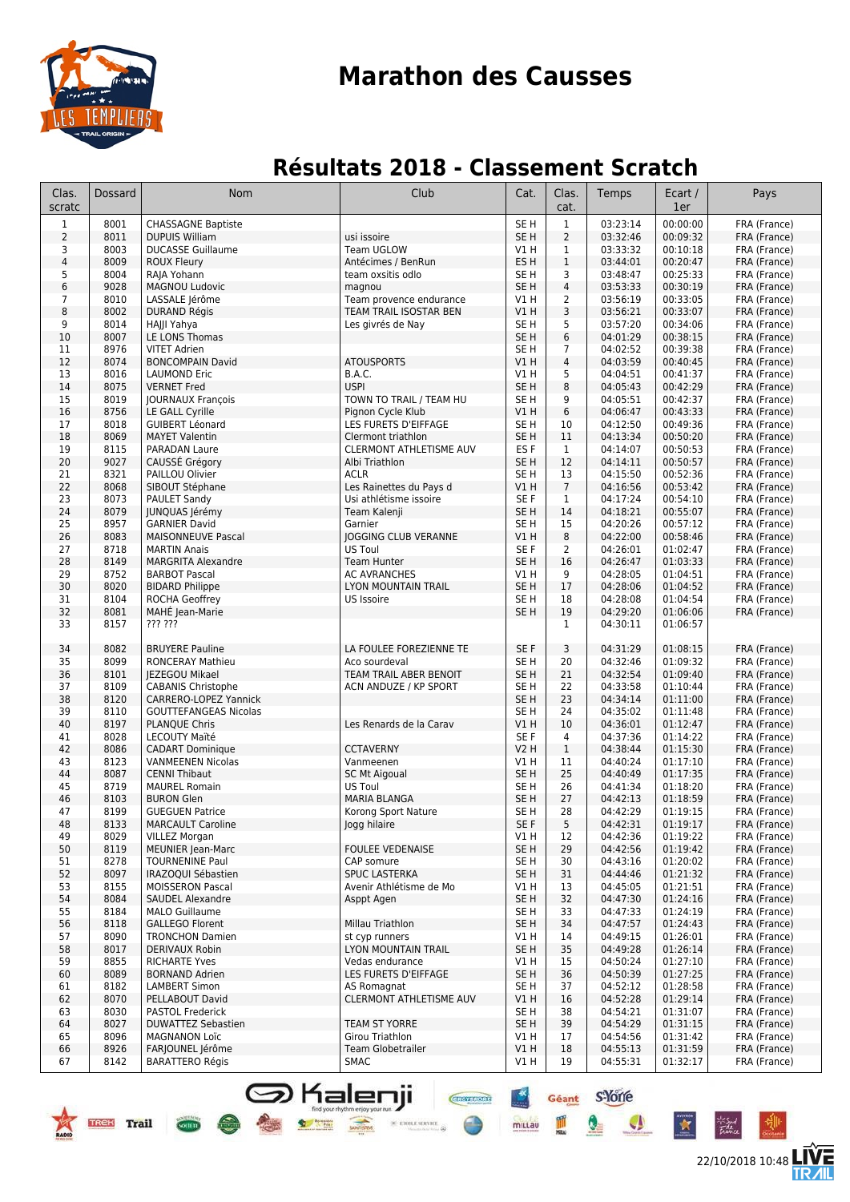# Marathon des Causses

## Résultats 2018 - Classement Scratch

| Clas. scratc | Dossard | Nom | Club | Cat. | Clas. cat. | Temps | Ecart / 1er | Pays |
|---|---|---|---|---|---|---|---|---|
| 1 | 8001 | CHASSAGNE Baptiste | | SE H | 1 | 03:23:14 | 00:00:00 | FRA (France) |
| 2 | 8011 | DUPUIS William | usi issoire | SE H | 2 | 03:32:46 | 00:09:32 | FRA (France) |
| 3 | 8003 | DUCASSE Guillaume | Team UGLOW | V1 H | 1 | 03:33:32 | 00:10:18 | FRA (France) |
| 4 | 8009 | ROUX Fleury | Antécimes / BenRun | ES H | 1 | 03:44:01 | 00:20:47 | FRA (France) |
| 5 | 8004 | RAJA Yohann | team oxsitis odlo | SE H | 3 | 03:48:47 | 00:25:33 | FRA (France) |
| 6 | 9028 | MAGNOU Ludovic | magnou | SE H | 4 | 03:53:33 | 00:30:19 | FRA (France) |
| 7 | 8010 | LASSALE Jérôme | Team provence endurance | V1 H | 2 | 03:56:19 | 00:33:05 | FRA (France) |
| 8 | 8002 | DURAND Régis | TEAM TRAIL ISOSTAR BEN | V1 H | 3 | 03:56:21 | 00:33:07 | FRA (France) |
| 9 | 8014 | HAJJI Yahya | Les givrés de Nay | SE H | 5 | 03:57:20 | 00:34:06 | FRA (France) |
| 10 | 8007 | LE LONS Thomas | | SE H | 6 | 04:01:29 | 00:38:15 | FRA (France) |
| 11 | 8976 | VITET Adrien | | SE H | 7 | 04:02:52 | 00:39:38 | FRA (France) |
| 12 | 8074 | BONCOMPAIN David | ATOUSPORTS | V1 H | 4 | 04:03:59 | 00:40:45 | FRA (France) |
| 13 | 8016 | LAUMOND Eric | B.A.C. | V1 H | 5 | 04:04:51 | 00:41:37 | FRA (France) |
| 14 | 8075 | VERNET Fred | USPI | SE H | 8 | 04:05:43 | 00:42:29 | FRA (France) |
| 15 | 8019 | JOURNAUX François | TOWN TO TRAIL / TEAM HU | SE H | 9 | 04:05:51 | 00:42:37 | FRA (France) |
| 16 | 8756 | LE GALL Cyrille | Pignon Cycle Klub | V1 H | 6 | 04:06:47 | 00:43:33 | FRA (France) |
| 17 | 8018 | GUIBERT Léonard | LES FURETS D'EIFFAGE | SE H | 10 | 04:12:50 | 00:49:36 | FRA (France) |
| 18 | 8069 | MAYET Valentin | Clermont triathlon | SE H | 11 | 04:13:34 | 00:50:20 | FRA (France) |
| 19 | 8115 | PARADAN Laure | CLERMONT ATHLETISME AUV | ES F | 1 | 04:14:07 | 00:50:53 | FRA (France) |
| 20 | 9027 | CAUSSÉ Grégory | Albi Triathlon | SE H | 12 | 04:14:11 | 00:50:57 | FRA (France) |
| 21 | 8321 | PAILLOU Olivier | ACLR | SE H | 13 | 04:15:50 | 00:52:36 | FRA (France) |
| 22 | 8068 | SIBOUT Stéphane | Les Rainettes du Pays d | V1 H | 7 | 04:16:56 | 00:53:42 | FRA (France) |
| 23 | 8073 | PAULET Sandy | Usi athlétisme issoire | SE F | 1 | 04:17:24 | 00:54:10 | FRA (France) |
| 24 | 8079 | JUNQUAS Jérémy | Team Kalenji | SE H | 14 | 04:18:21 | 00:55:07 | FRA (France) |
| 25 | 8957 | GARNIER David | Garnier | SE H | 15 | 04:20:26 | 00:57:12 | FRA (France) |
| 26 | 8083 | MAISONNEUVE Pascal | JOGGING CLUB VERANNE | V1 H | 8 | 04:22:00 | 00:58:46 | FRA (France) |
| 27 | 8718 | MARTIN Anais | US Toul | SE F | 2 | 04:26:01 | 01:02:47 | FRA (France) |
| 28 | 8149 | MARGRITA Alexandre | Team Hunter | SE H | 16 | 04:26:47 | 01:03:33 | FRA (France) |
| 29 | 8752 | BARBOT Pascal | AC AVRANCHES | V1 H | 9 | 04:28:05 | 01:04:51 | FRA (France) |
| 30 | 8020 | BIDARD Philippe | LYON MOUNTAIN TRAIL | SE H | 17 | 04:28:06 | 01:04:52 | FRA (France) |
| 31 | 8104 | ROCHA Geoffrey | US Issoire | SE H | 18 | 04:28:08 | 01:04:54 | FRA (France) |
| 32 | 8081 | MAHÉ Jean-Marie | | SE H | 19 | 04:29:20 | 01:06:06 | FRA (France) |
| 33 | 8157 | ??? ??? | | | 1 | 04:30:11 | 01:06:57 | |
| 34 | 8082 | BRUYERE Pauline | LA FOULEE FOREZIENNE TE | SE F | 3 | 04:31:29 | 01:08:15 | FRA (France) |
| 35 | 8099 | RONCERAY Mathieu | Aco sourdeval | SE H | 20 | 04:32:46 | 01:09:32 | FRA (France) |
| 36 | 8101 | JEZEGOU Mikael | TEAM TRAIL ABER BENOIT | SE H | 21 | 04:32:54 | 01:09:40 | FRA (France) |
| 37 | 8109 | CABANIS Christophe | ACN ANDUZE / KP SPORT | SE H | 22 | 04:33:58 | 01:10:44 | FRA (France) |
| 38 | 8120 | CARRERO-LOPEZ Yannick | | SE H | 23 | 04:34:14 | 01:11:00 | FRA (France) |
| 39 | 8110 | GOUTTEFANGEAS Nicolas | | SE H | 24 | 04:35:02 | 01:11:48 | FRA (France) |
| 40 | 8197 | PLANQUE Chris | Les Renards de la Carav | V1 H | 10 | 04:36:01 | 01:12:47 | FRA (France) |
| 41 | 8028 | LECOUTY Maïté | | SE F | 4 | 04:37:36 | 01:14:22 | FRA (France) |
| 42 | 8086 | CADART Dominique | CCTAVERNY | V2 H | 1 | 04:38:44 | 01:15:30 | FRA (France) |
| 43 | 8123 | VANMEENEN Nicolas | Vanmeenen | V1 H | 11 | 04:40:24 | 01:17:10 | FRA (France) |
| 44 | 8087 | CENNI Thibaut | SC Mt Aigoual | SE H | 25 | 04:40:49 | 01:17:35 | FRA (France) |
| 45 | 8719 | MAUREL Romain | US Toul | SE H | 26 | 04:41:34 | 01:18:20 | FRA (France) |
| 46 | 8103 | BURON Glen | MARIA BLANGA | SE H | 27 | 04:42:13 | 01:18:59 | FRA (France) |
| 47 | 8199 | GUEGUEN Patrice | Korong Sport Nature | SE H | 28 | 04:42:29 | 01:19:15 | FRA (France) |
| 48 | 8133 | MARCAULT Caroline | Jogg hilaire | SE F | 5 | 04:42:31 | 01:19:17 | FRA (France) |
| 49 | 8029 | VILLEZ Morgan | | V1 H | 12 | 04:42:36 | 01:19:22 | FRA (France) |
| 50 | 8119 | MEUNIER Jean-Marc | FOULEE VEDENAISE | SE H | 29 | 04:42:56 | 01:19:42 | FRA (France) |
| 51 | 8278 | TOURNENINE Paul | CAP somure | SE H | 30 | 04:43:16 | 01:20:02 | FRA (France) |
| 52 | 8097 | IRAZOQUI Sébastien | SPUC LASTERKA | SE H | 31 | 04:44:46 | 01:21:32 | FRA (France) |
| 53 | 8155 | MOISSERON Pascal | Avenir Athlétisme de Mo | V1 H | 13 | 04:45:05 | 01:21:51 | FRA (France) |
| 54 | 8084 | SAUDEL Alexandre | Asppt Agen | SE H | 32 | 04:47:30 | 01:24:16 | FRA (France) |
| 55 | 8184 | MALO Guillaume | | SE H | 33 | 04:47:33 | 01:24:19 | FRA (France) |
| 56 | 8118 | GALLEGO Florent | Millau Triathlon | SE H | 34 | 04:47:57 | 01:24:43 | FRA (France) |
| 57 | 8090 | TRONCHON Damien | st cyp runners | V1 H | 14 | 04:49:15 | 01:26:01 | FRA (France) |
| 58 | 8017 | DERIVAUX Robin | LYON MOUNTAIN TRAIL | SE H | 35 | 04:49:28 | 01:26:14 | FRA (France) |
| 59 | 8855 | RICHARTE Yves | Vedas endurance | V1 H | 15 | 04:50:24 | 01:27:10 | FRA (France) |
| 60 | 8089 | BORNAND Adrien | LES FURETS D'EIFFAGE | SE H | 36 | 04:50:39 | 01:27:25 | FRA (France) |
| 61 | 8182 | LAMBERT Simon | AS Romagnat | SE H | 37 | 04:52:12 | 01:28:58 | FRA (France) |
| 62 | 8070 | PELLABOUT David | CLERMONT ATHLETISME AUV | V1 H | 16 | 04:52:28 | 01:29:14 | FRA (France) |
| 63 | 8030 | PASTOL Frederick | | SE H | 38 | 04:54:21 | 01:31:07 | FRA (France) |
| 64 | 8027 | DUWATTEZ Sebastien | TEAM ST YORRE | SE H | 39 | 04:54:29 | 01:31:15 | FRA (France) |
| 65 | 8096 | MAGNANON Loïc | Girou Triathlon | V1 H | 17 | 04:54:56 | 01:31:42 | FRA (France) |
| 66 | 8926 | FARJOUNEL Jérôme | Team Globetrailer | V1 H | 18 | 04:55:13 | 01:31:59 | FRA (France) |
| 67 | 8142 | BARATTERO Régis | SMAC | V1 H | 19 | 04:55:31 | 01:32:17 | FRA (France) |

22/10/2018 10:48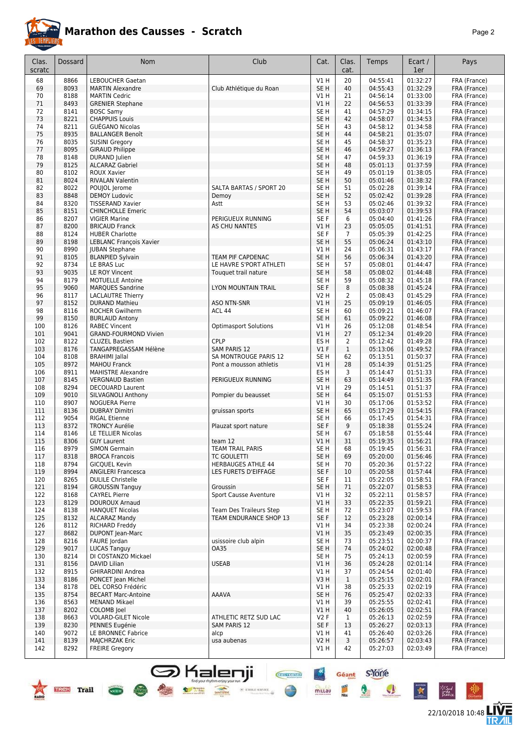# Marathon des Causses - Scratch

| Clas. scratc | Dossard | Nom | Club | Cat. | Clas. cat. | Temps | Ecart / 1er | Pays |
|---|---|---|---|---|---|---|---|---|
| 68 | 8866 | LEBOUCHER Gaetan | | V1 H | 20 | 04:55:41 | 01:32:27 | FRA (France) |
| 69 | 8093 | MARTIN Alexandre | Club Athlétique du Roan | SE H | 40 | 04:55:43 | 01:32:29 | FRA (France) |
| 70 | 8188 | MARTIN Cedric | | V1 H | 21 | 04:56:14 | 01:33:00 | FRA (France) |
| 71 | 8493 | GRENIER Stephane | | V1 H | 22 | 04:56:53 | 01:33:39 | FRA (France) |
| 72 | 8141 | BOSC Samy | | SE H | 41 | 04:57:29 | 01:34:15 | FRA (France) |
| 73 | 8221 | CHAPPUIS Louis | | SE H | 42 | 04:58:07 | 01:34:53 | FRA (France) |
| 74 | 8211 | GUÉGANO Nicolas | | SE H | 43 | 04:58:12 | 01:34:58 | FRA (France) |
| 75 | 8935 | BALLANGER Benoît | | SE H | 44 | 04:58:21 | 01:35:07 | FRA (France) |
| 76 | 8035 | SUSINI Gregory | | SE H | 45 | 04:58:37 | 01:35:23 | FRA (France) |
| 77 | 8095 | GIRAUD Philippe | | SE H | 46 | 04:59:27 | 01:36:13 | FRA (France) |
| 78 | 8148 | DURAND Julien | | SE H | 47 | 04:59:33 | 01:36:19 | FRA (France) |
| 79 | 8125 | ALCARAZ Gabriel | | SE H | 48 | 05:01:13 | 01:37:59 | FRA (France) |
| 80 | 8102 | ROUX Xavier | | SE H | 49 | 05:01:19 | 01:38:05 | FRA (France) |
| 81 | 8024 | RIVALAN Valentin | | SE H | 50 | 05:01:46 | 01:38:32 | FRA (France) |
| 82 | 8022 | POUJOL Jerome | SALTA BARTAS / SPORT 20 | SE H | 51 | 05:02:28 | 01:39:14 | FRA (France) |
| 83 | 8848 | DEMOY Ludovic | Demoy | SE H | 52 | 05:02:42 | 01:39:28 | FRA (France) |
| 84 | 8320 | TISSERAND Xavier | Astt | SE H | 53 | 05:02:46 | 01:39:32 | FRA (France) |
| 85 | 8151 | CHINCHOLLE Emeric | | SE H | 54 | 05:03:07 | 01:39:53 | FRA (France) |
| 86 | 8207 | VIGIER Marine | PERIGUEUX RUNNING | SE F | 6 | 05:04:40 | 01:41:26 | FRA (France) |
| 87 | 8200 | BRICAUD Franck | AS CHU NANTES | V1 H | 23 | 05:05:05 | 01:41:51 | FRA (France) |
| 88 | 8124 | HUBER Charlotte | | SE F | 7 | 05:05:39 | 01:42:25 | FRA (France) |
| 89 | 8198 | LEBLANC François Xavier | | SE H | 55 | 05:06:24 | 01:43:10 | FRA (France) |
| 90 | 8990 | JUBAN Stephane | | V1 H | 24 | 05:06:31 | 01:43:17 | FRA (France) |
| 91 | 8105 | BLANPIED Sylvain | TEAM PIF CAPDENAC | SE H | 56 | 05:06:34 | 01:43:20 | FRA (France) |
| 92 | 8734 | LE BRAS Luc | LE HAVRE S'PORT ATHLETI | SE H | 57 | 05:08:01 | 01:44:47 | FRA (France) |
| 93 | 9035 | LE ROY Vincent | Touquet trail nature | SE H | 58 | 05:08:02 | 01:44:48 | FRA (France) |
| 94 | 8179 | MOTUELLE Antoine | | SE H | 59 | 05:08:32 | 01:45:18 | FRA (France) |
| 95 | 9060 | MARQUES Sandrine | LYON MOUNTAIN TRAIL | SE F | 8 | 05:08:38 | 01:45:24 | FRA (France) |
| 96 | 8117 | LACLAUTRE Thierry | | V2 H | 2 | 05:08:43 | 01:45:29 | FRA (France) |
| 97 | 8152 | DURAND Mathieu | ASO NTN-SNR | V1 H | 25 | 05:09:19 | 01:46:05 | FRA (France) |
| 98 | 8116 | ROCHER Gwilherm | ACL 44 | SE H | 60 | 05:09:21 | 01:46:07 | FRA (France) |
| 99 | 8150 | BURLAUD Antony | | SE H | 61 | 05:09:22 | 01:46:08 | FRA (France) |
| 100 | 8126 | RABEC Vincent | Optimasport Solutions | V1 H | 26 | 05:12:08 | 01:48:54 | FRA (France) |
| 101 | 9041 | GRAND-FOURMOND Vivien | | V1 H | 27 | 05:12:34 | 01:49:20 | FRA (France) |
| 102 | 8122 | CLUZEL Bastien | CPLP | ES H | 2 | 05:12:42 | 01:49:28 | FRA (France) |
| 103 | 8176 | TANGAPREGASSAM Hélène | SAM PARIS 12 | V1 F | 1 | 05:13:06 | 01:49:52 | FRA (France) |
| 104 | 8108 | BRAHIMI Jallal | SA MONTROUGE PARIS 12 | SE H | 62 | 05:13:51 | 01:50:37 | FRA (France) |
| 105 | 8972 | MAHOU Franck | Pont a mousson athletis | V1 H | 28 | 05:14:39 | 01:51:25 | FRA (France) |
| 106 | 8911 | MAHISTRE Alexandre | | ES H | 3 | 05:14:47 | 01:51:33 | FRA (France) |
| 107 | 8145 | VERGNAUD Bastien | PERIGUEUX RUNNING | SE H | 63 | 05:14:49 | 01:51:35 | FRA (France) |
| 108 | 8294 | DECOUARD Laurent | | V1 H | 29 | 05:14:51 | 01:51:37 | FRA (France) |
| 109 | 9010 | SILVAGNOLI Anthony | Pompier du beausset | SE H | 64 | 05:15:07 | 01:51:53 | FRA (France) |
| 110 | 8907 | NOGUERA Pierre | | V1 H | 30 | 05:17:06 | 01:53:52 | FRA (France) |
| 111 | 8136 | DUBRAY Dimitri | gruissan sports | SE H | 65 | 05:17:29 | 01:54:15 | FRA (France) |
| 112 | 9054 | RIGAL Etienne | | SE H | 66 | 05:17:45 | 01:54:31 | FRA (France) |
| 113 | 8372 | TRONCY Aurélie | Plauzat sport nature | SE F | 9 | 05:18:38 | 01:55:24 | FRA (France) |
| 114 | 8146 | LE TELLIER Nicolas | | SE H | 67 | 05:18:58 | 01:55:44 | FRA (France) |
| 115 | 8306 | GUY Laurent | team 12 | V1 H | 31 | 05:19:35 | 01:56:21 | FRA (France) |
| 116 | 8979 | SIMON Germain | TEAM TRAIL PARIS | SE H | 68 | 05:19:45 | 01:56:31 | FRA (France) |
| 117 | 8318 | BROCA Francois | TC GOULETTI | SE H | 69 | 05:20:00 | 01:56:46 | FRA (France) |
| 118 | 8794 | GICQUEL Kevin | HERBAUGES ATHLE 44 | SE H | 70 | 05:20:36 | 01:57:22 | FRA (France) |
| 119 | 8994 | ANGILERI Francesca | LES FURETS D'EIFFAGE | SE F | 10 | 05:20:58 | 01:57:44 | FRA (France) |
| 120 | 8265 | DULILE Christelle | | SE F | 11 | 05:22:05 | 01:58:51 | FRA (France) |
| 121 | 8194 | GROUSSIN Tanguy | Groussin | SE H | 71 | 05:22:07 | 01:58:53 | FRA (France) |
| 122 | 8168 | CAYREL Pierre | Sport Causse Aventure | V1 H | 32 | 05:22:11 | 01:58:57 | FRA (France) |
| 123 | 8129 | DOUROUX Arnaud | | V1 H | 33 | 05:22:35 | 01:59:21 | FRA (France) |
| 124 | 8138 | HANQUET Nicolas | Team Des Traileurs Step | SE H | 72 | 05:23:07 | 01:59:53 | FRA (France) |
| 125 | 8132 | ALCARAZ Mandy | TEAM ENDURANCE SHOP 13 | SE F | 12 | 05:23:28 | 02:00:14 | FRA (France) |
| 126 | 8112 | RICHARD Freddy | | V1 H | 34 | 05:23:38 | 02:00:24 | FRA (France) |
| 127 | 8682 | DUPONT Jean-Marc | | V1 H | 35 | 05:23:49 | 02:00:35 | FRA (France) |
| 128 | 8216 | FAURE Jordan | usissoire club alpin | SE H | 73 | 05:23:51 | 02:00:37 | FRA (France) |
| 129 | 9017 | LUCAS Tanguy | OA35 | SE H | 74 | 05:24:02 | 02:00:48 | FRA (France) |
| 130 | 8214 | DI COSTANZO Mickael | | SE H | 75 | 05:24:13 | 02:00:59 | FRA (France) |
| 131 | 8156 | DAVID Lilian | USEAB | V1 H | 36 | 05:24:28 | 02:01:14 | FRA (France) |
| 132 | 8915 | GHIRARDINI Andrea | | V1 H | 37 | 05:24:54 | 02:01:40 | FRA (France) |
| 133 | 8186 | PONCET Jean Michel | | V3 H | 1 | 05:25:15 | 02:02:01 | FRA (France) |
| 134 | 8178 | DEL CORSO Frédéric | | V1 H | 38 | 05:25:33 | 02:02:19 | FRA (France) |
| 135 | 8754 | BECART Marc-Antoine | AAAVA | SE H | 76 | 05:25:47 | 02:02:33 | FRA (France) |
| 136 | 8563 | MENAND Mikael | | V1 H | 39 | 05:25:55 | 02:02:41 | FRA (France) |
| 137 | 8202 | COLOMB Joel | | V1 H | 40 | 05:26:05 | 02:02:51 | FRA (France) |
| 138 | 8663 | VOLARD-GILET Nicole | ATHLETIC RETZ SUD LAC | V2 F | 1 | 05:26:13 | 02:02:59 | FRA (France) |
| 139 | 8230 | PENNES Eugénie | SAM PARIS 12 | SE F | 13 | 05:26:27 | 02:03:13 | FRA (France) |
| 140 | 9072 | LE BRONNEC Fabrice | alcp | V1 H | 41 | 05:26:40 | 02:03:26 | FRA (France) |
| 141 | 8139 | MAJCHRZAK Eric | usa aubenas | V2 H | 3 | 05:26:57 | 02:03:43 | FRA (France) |
| 142 | 8292 | FREIRE Gregory | | V1 H | 42 | 05:27:03 | 02:03:49 | FRA (France) |

22/10/2018 10:48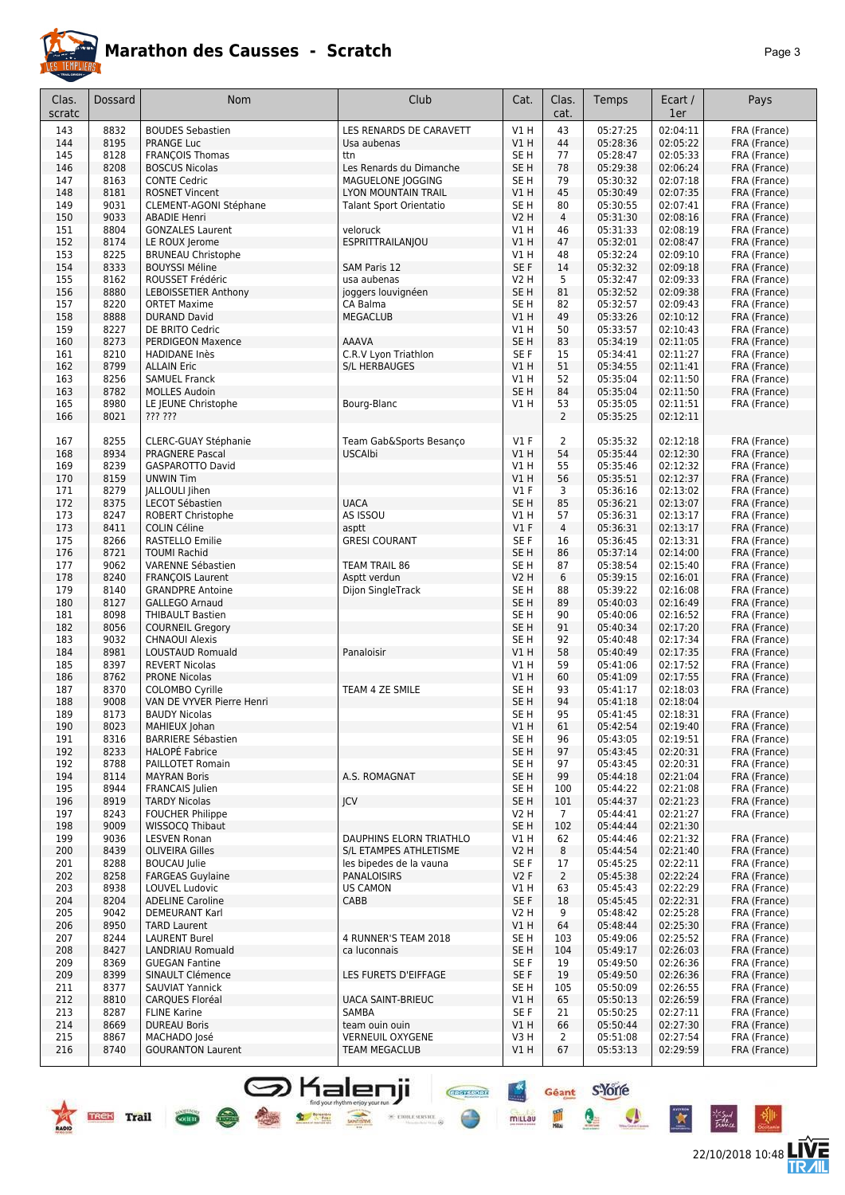# Marathon des Causses - Scratch

| Clas. scratc | Dossard | Nom | Club | Cat. | Clas. cat. | Temps | Ecart / 1er | Pays |
|---|---|---|---|---|---|---|---|---|
| 143 | 8832 | BOUDES Sebastien | LES RENARDS DE CARAVETT | V1 H | 43 | 05:27:25 | 02:04:11 | FRA (France) |
| 144 | 8195 | PRANGE Luc | Usa aubenas | V1 H | 44 | 05:28:36 | 02:05:22 | FRA (France) |
| 145 | 8128 | FRANÇOIS Thomas | ttn | SE H | 77 | 05:28:47 | 02:05:33 | FRA (France) |
| 146 | 8208 | BOSCUS Nicolas | Les Renards du Dimanche | SE H | 78 | 05:29:38 | 02:06:24 | FRA (France) |
| 147 | 8163 | CONTE Cedric | MAGUELONE JOGGING | SE H | 79 | 05:30:32 | 02:07:18 | FRA (France) |
| 148 | 8181 | ROSNET Vincent | LYON MOUNTAIN TRAIL | V1 H | 45 | 05:30:49 | 02:07:35 | FRA (France) |
| 149 | 9031 | CLEMENT-AGONI Stéphane | Talant Sport Orientatio | SE H | 80 | 05:30:55 | 02:07:41 | FRA (France) |
| 150 | 9033 | ABADIE Henri | | V2 H | 4 | 05:31:30 | 02:08:16 | FRA (France) |
| 151 | 8804 | GONZALES Laurent | veloruck | V1 H | 46 | 05:31:33 | 02:08:19 | FRA (France) |
| 152 | 8174 | LE ROUX Jerome | ESPRITTRAILANJOU | V1 H | 47 | 05:32:01 | 02:08:47 | FRA (France) |
| 153 | 8225 | BRUNEAU Christophe | | V1 H | 48 | 05:32:24 | 02:09:10 | FRA (France) |
| 154 | 8333 | BOUYSSI Méline | SAM Paris 12 | SE F | 14 | 05:32:32 | 02:09:18 | FRA (France) |
| 155 | 8162 | ROUSSET Frédéric | usa aubenas | V2 H | 5 | 05:32:47 | 02:09:33 | FRA (France) |
| 156 | 8880 | LEBOISSETIER Anthony | joggers louvignéen | SE H | 81 | 05:32:52 | 02:09:38 | FRA (France) |
| 157 | 8220 | ORTET Maxime | CA Balma | SE H | 82 | 05:32:57 | 02:09:43 | FRA (France) |
| 158 | 8888 | DURAND David | MEGACLUB | V1 H | 49 | 05:33:26 | 02:10:12 | FRA (France) |
| 159 | 8227 | DE BRITO Cedric | | V1 H | 50 | 05:33:57 | 02:10:43 | FRA (France) |
| 160 | 8273 | PERDIGEON Maxence | AAAVA | SE H | 83 | 05:34:19 | 02:11:05 | FRA (France) |
| 161 | 8210 | HADIDANE Inès | C.R.V Lyon Triathlon | SE F | 15 | 05:34:41 | 02:11:27 | FRA (France) |
| 162 | 8799 | ALLAIN Eric | S/L HERBAUGES | V1 H | 51 | 05:34:55 | 02:11:41 | FRA (France) |
| 163 | 8256 | SAMUEL Franck | | V1 H | 52 | 05:35:04 | 02:11:50 | FRA (France) |
| 163 | 8782 | MOLLES Audoin | | SE H | 84 | 05:35:04 | 02:11:50 | FRA (France) |
| 165 | 8980 | LE JEUNE Christophe | Bourg-Blanc | V1 H | 53 | 05:35:05 | 02:11:51 | FRA (France) |
| 166 | 8021 | ??? ??? | | | 2 | 05:35:25 | 02:12:11 | |
| 167 | 8255 | CLERC-GUAY Stéphanie | Team Gab&Sports Besanço | V1 F | 2 | 05:35:32 | 02:12:18 | FRA (France) |
| 168 | 8934 | PRAGNERE Pascal | USCAlbi | V1 H | 54 | 05:35:44 | 02:12:30 | FRA (France) |
| 169 | 8239 | GASPAROTTO David | | V1 H | 55 | 05:35:46 | 02:12:32 | FRA (France) |
| 170 | 8159 | UNWIN Tim | | V1 H | 56 | 05:35:51 | 02:12:37 | FRA (France) |
| 171 | 8279 | JALLOULI Jihen | | V1 F | 3 | 05:36:16 | 02:13:02 | FRA (France) |
| 172 | 8375 | LECOT Sébastien | UACA | SE H | 85 | 05:36:21 | 02:13:07 | FRA (France) |
| 173 | 8247 | ROBERT Christophe | AS ISSOU | V1 H | 57 | 05:36:31 | 02:13:17 | FRA (France) |
| 173 | 8411 | COLIN Céline | asptt | V1 F | 4 | 05:36:31 | 02:13:17 | FRA (France) |
| 175 | 8266 | RASTELLO Emilie | GRESI COURANT | SE F | 16 | 05:36:45 | 02:13:31 | FRA (France) |
| 176 | 8721 | TOUMI Rachid | | SE H | 86 | 05:37:14 | 02:14:00 | FRA (France) |
| 177 | 9062 | VARENNE Sébastien | TEAM TRAIL 86 | SE H | 87 | 05:38:54 | 02:15:40 | FRA (France) |
| 178 | 8240 | FRANÇOIS Laurent | Asptt verdun | V2 H | 6 | 05:39:15 | 02:16:01 | FRA (France) |
| 179 | 8140 | GRANDPRE Antoine | Dijon SingleTrack | SE H | 88 | 05:39:22 | 02:16:08 | FRA (France) |
| 180 | 8127 | GALLEGO Arnaud | | SE H | 89 | 05:40:03 | 02:16:49 | FRA (France) |
| 181 | 8098 | THIBAULT Bastien | | SE H | 90 | 05:40:06 | 02:16:52 | FRA (France) |
| 182 | 8056 | COURNEIL Gregory | | SE H | 91 | 05:40:34 | 02:17:20 | FRA (France) |
| 183 | 9032 | CHNAOUI Alexis | | SE H | 92 | 05:40:48 | 02:17:34 | FRA (France) |
| 184 | 8981 | LOUSTAUD Romuald | Panaloisir | V1 H | 58 | 05:40:49 | 02:17:35 | FRA (France) |
| 185 | 8397 | REVERT Nicolas | | V1 H | 59 | 05:41:06 | 02:17:52 | FRA (France) |
| 186 | 8762 | PRONE Nicolas | | V1 H | 60 | 05:41:09 | 02:17:55 | FRA (France) |
| 187 | 8370 | COLOMBO Cyrille | TEAM 4 ZE SMILE | SE H | 93 | 05:41:17 | 02:18:03 | FRA (France) |
| 188 | 9008 | VAN DE VYVER Pierre Henri | | SE H | 94 | 05:41:18 | 02:18:04 | |
| 189 | 8173 | BAUDY Nicolas | | SE H | 95 | 05:41:45 | 02:18:31 | FRA (France) |
| 190 | 8023 | MAHIEUX Johan | | V1 H | 61 | 05:42:54 | 02:19:40 | FRA (France) |
| 191 | 8316 | BARRIERE Sébastien | | SE H | 96 | 05:43:05 | 02:19:51 | FRA (France) |
| 192 | 8233 | HALOPÉ Fabrice | | SE H | 97 | 05:43:45 | 02:20:31 | FRA (France) |
| 192 | 8788 | PAILLOTET Romain | | SE H | 97 | 05:43:45 | 02:20:31 | FRA (France) |
| 194 | 8114 | MAYRAN Boris | A.S. ROMAGNAT | SE H | 99 | 05:44:18 | 02:21:04 | FRA (France) |
| 195 | 8944 | FRANCAIS Julien | | SE H | 100 | 05:44:22 | 02:21:08 | FRA (France) |
| 196 | 8919 | TARDY Nicolas | JCV | SE H | 101 | 05:44:37 | 02:21:23 | FRA (France) |
| 197 | 8243 | FOUCHER Philippe | | V2 H | 7 | 05:44:41 | 02:21:27 | FRA (France) |
| 198 | 9009 | WISSOCQ Thibaut | | SE H | 102 | 05:44:44 | 02:21:30 | |
| 199 | 9036 | LESVEN Ronan | DAUPHINS ELORN TRIATHLO | V1 H | 62 | 05:44:46 | 02:21:32 | FRA (France) |
| 200 | 8439 | OLIVEIRA Gilles | S/L ETAMPES ATHLETISME | V2 H | 8 | 05:44:54 | 02:21:40 | FRA (France) |
| 201 | 8288 | BOUCAU Julie | les bipedes de la vauna | SE F | 17 | 05:45:25 | 02:22:11 | FRA (France) |
| 202 | 8258 | FARGEAS Guylaine | PANALOISIRS | V2 F | 2 | 05:45:38 | 02:22:24 | FRA (France) |
| 203 | 8938 | LOUVEL Ludovic | US CAMON | V1 H | 63 | 05:45:43 | 02:22:29 | FRA (France) |
| 204 | 8204 | ADELINE Caroline | CABB | SE F | 18 | 05:45:45 | 02:22:31 | FRA (France) |
| 205 | 9042 | DEMEURANT Karl | | V2 H | 9 | 05:48:42 | 02:25:28 | FRA (France) |
| 206 | 8950 | TARD Laurent | | V1 H | 64 | 05:48:44 | 02:25:30 | FRA (France) |
| 207 | 8244 | LAURENT Burel | 4 RUNNER'S TEAM 2018 | SE H | 103 | 05:49:06 | 02:25:52 | FRA (France) |
| 208 | 8427 | LANDRIAU Romuald | ca luconnais | SE H | 104 | 05:49:17 | 02:26:03 | FRA (France) |
| 209 | 8369 | GUEGAN Fantine | | SE F | 19 | 05:49:50 | 02:26:36 | FRA (France) |
| 209 | 8399 | SINAULT Clémence | LES FURETS D'EIFFAGE | SE F | 19 | 05:49:50 | 02:26:36 | FRA (France) |
| 211 | 8377 | SAUVIAT Yannick | | SE H | 105 | 05:50:09 | 02:26:55 | FRA (France) |
| 212 | 8810 | CARQUES Floréal | UACA SAINT-BRIEUC | V1 H | 65 | 05:50:13 | 02:26:59 | FRA (France) |
| 213 | 8287 | FLINE Karine | SAMBA | SE F | 21 | 05:50:25 | 02:27:11 | FRA (France) |
| 214 | 8669 | DUREAU Boris | team ouin ouin | V1 H | 66 | 05:50:44 | 02:27:30 | FRA (France) |
| 215 | 8867 | MACHADO José | VERNEUIL OXYGENE | V3 H | 2 | 05:51:08 | 02:27:54 | FRA (France) |
| 216 | 8740 | GOURANTON Laurent | TEAM MEGACLUB | V1 H | 67 | 05:53:13 | 02:29:59 | FRA (France) |

22/10/2018 10:48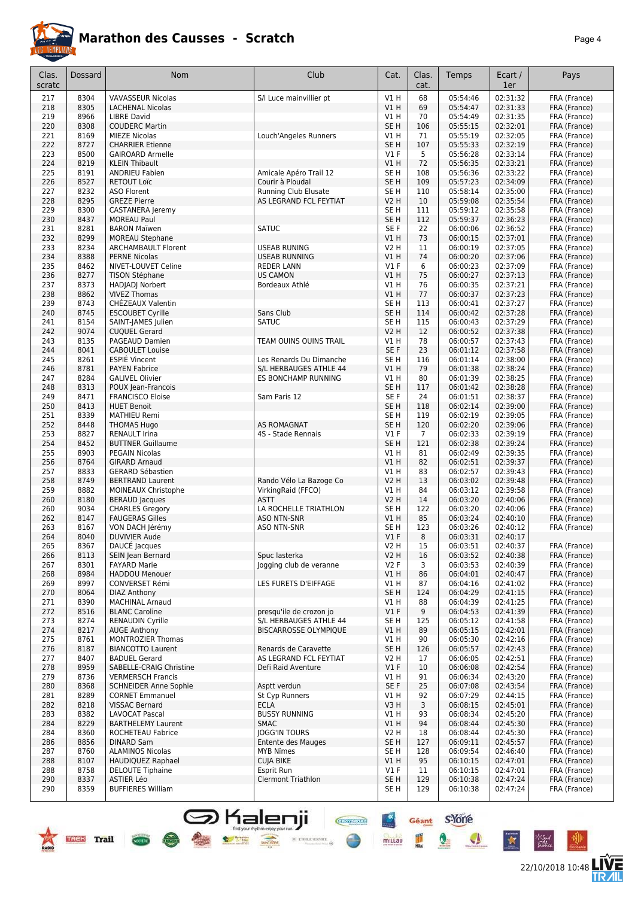# Marathon des Causses - Scratch

| Clas. scratc | Dossard | Nom | Club | Cat. | Clas. cat. | Temps | Ecart / 1er | Pays |
|---|---|---|---|---|---|---|---|---|
| 217 | 8304 | VAVASSEUR Nicolas | S/l Luce mainvillier pt | V1 H | 68 | 05:54:46 | 02:31:32 | FRA (France) |
| 218 | 8305 | LACHENAL Nicolas | | V1 H | 69 | 05:54:47 | 02:31:33 | FRA (France) |
| 219 | 8966 | LIBRE David | | V1 H | 70 | 05:54:49 | 02:31:35 | FRA (France) |
| 220 | 8308 | COUDERC Martin | | SE H | 106 | 05:55:15 | 02:32:01 | FRA (France) |
| 221 | 8169 | MIEZE Nicolas | Louch'Angeles Runners | V1 H | 71 | 05:55:19 | 02:32:05 | FRA (France) |
| 222 | 8727 | CHARRIER Etienne | | SE H | 107 | 05:55:33 | 02:32:19 | FRA (France) |
| 223 | 8500 | GAIRОARD Armelle | | V1 F | 5 | 05:56:28 | 02:33:14 | FRA (France) |
| 224 | 8219 | KLEIN Thibault | | V1 H | 72 | 05:56:35 | 02:33:21 | FRA (France) |
| 225 | 8191 | ANDRIEU Fabien | Amicale Apéro Trail 12 | SE H | 108 | 05:56:36 | 02:33:22 | FRA (France) |
| 226 | 8527 | RETOUT Loïc | Courir à Ploudal | SE H | 109 | 05:57:23 | 02:34:09 | FRA (France) |
| 227 | 8232 | ASO Florent | Running Club Elusate | SE H | 110 | 05:58:14 | 02:35:00 | FRA (France) |
| 228 | 8295 | GREZE Pierre | AS LEGRAND FCL FEYTIAT | V2 H | 10 | 05:59:08 | 02:35:54 | FRA (France) |
| 229 | 8300 | CASTANERA Jeremy | | SE H | 111 | 05:59:12 | 02:35:58 | FRA (France) |
| 230 | 8437 | MOREAU Paul | | SE H | 112 | 05:59:37 | 02:36:23 | FRA (France) |
| 231 | 8281 | BARON Maïwen | SATUC | SE F | 22 | 06:00:06 | 02:36:52 | FRA (France) |
| 232 | 8299 | MOREAU Stephane | | V1 H | 73 | 06:00:15 | 02:37:01 | FRA (France) |
| 233 | 8234 | ARCHAMBAULT Florent | USEAB RUNING | V2 H | 11 | 06:00:19 | 02:37:05 | FRA (France) |
| 234 | 8388 | PERNE Nicolas | USEAB RUNNING | V1 H | 74 | 06:00:20 | 02:37:06 | FRA (France) |
| 235 | 8462 | NIVET-LOUVET Celine | REDER LANN | V1 F | 6 | 06:00:23 | 02:37:09 | FRA (France) |
| 236 | 8277 | TISON Stéphane | US CAMON | V1 H | 75 | 06:00:27 | 02:37:13 | FRA (France) |
| 237 | 8373 | HADJADJ Norbert | Bordeaux Athlé | V1 H | 76 | 06:00:35 | 02:37:21 | FRA (France) |
| 238 | 8862 | VIVEZ Thomas | | V1 H | 77 | 06:00:37 | 02:37:23 | FRA (France) |
| 239 | 8743 | CHÉZEAUX Valentin | | SE H | 113 | 06:00:41 | 02:37:27 | FRA (France) |
| 240 | 8745 | ESCOUBET Cyrille | Sans Club | SE H | 114 | 06:00:42 | 02:37:28 | FRA (France) |
| 241 | 8154 | SAINT-JAMES Julien | SATUC | SE H | 115 | 06:00:43 | 02:37:29 | FRA (France) |
| 242 | 9074 | CUQUEL Gerard | | V2 H | 12 | 06:00:52 | 02:37:38 | FRA (France) |
| 243 | 8135 | PAGEAUD Damien | TEAM OUINS OUINS TRAIL | V1 H | 78 | 06:00:57 | 02:37:43 | FRA (France) |
| 244 | 8041 | CABOULET Louise | | SE F | 23 | 06:01:12 | 02:37:58 | FRA (France) |
| 245 | 8261 | ESPIÉ Vincent | Les Renards Du Dimanche | SE H | 116 | 06:01:14 | 02:38:00 | FRA (France) |
| 246 | 8781 | PAYEN Fabrice | S/L HERBAUGES ATHLE 44 | V1 H | 79 | 06:01:38 | 02:38:24 | FRA (France) |
| 247 | 8284 | GALIVEL Olivier | ES BONCHAMP RUNNING | V1 H | 80 | 06:01:39 | 02:38:25 | FRA (France) |
| 248 | 8313 | POUX Jean-Francois | | SE H | 117 | 06:01:42 | 02:38:28 | FRA (France) |
| 249 | 8471 | FRANCISCO Eloise | Sam Paris 12 | SE F | 24 | 06:01:51 | 02:38:37 | FRA (France) |
| 250 | 8413 | HUET Benoit | | SE H | 118 | 06:02:14 | 02:39:00 | FRA (France) |
| 251 | 8339 | MATHIEU Remi | | SE H | 119 | 06:02:19 | 02:39:05 | FRA (France) |
| 252 | 8448 | THOMAS Hugo | AS ROMAGNAT | SE H | 120 | 06:02:20 | 02:39:06 | FRA (France) |
| 253 | 8827 | RENAULT Irina | 4S - Stade Rennais | V1 F | 7 | 06:02:33 | 02:39:19 | FRA (France) |
| 254 | 8452 | BUTTNER Guillaume | | SE H | 121 | 06:02:38 | 02:39:24 | FRA (France) |
| 255 | 8903 | PEGAIN Nicolas | | V1 H | 81 | 06:02:49 | 02:39:35 | FRA (France) |
| 256 | 8764 | GIRARD Arnaud | | V1 H | 82 | 06:02:51 | 02:39:37 | FRA (France) |
| 257 | 8833 | GERARD Sébastien | | V1 H | 83 | 06:02:57 | 02:39:43 | FRA (France) |
| 258 | 8749 | BERTRAND Laurent | Rando Vélo La Bazoge Co | V2 H | 13 | 06:03:02 | 02:39:48 | FRA (France) |
| 259 | 8882 | MOINEAUX Christophe | VirkingRaid (FFCO) | V1 H | 84 | 06:03:12 | 02:39:58 | FRA (France) |
| 260 | 8180 | BERAUD Jacques | ASTT | V2 H | 14 | 06:03:20 | 02:40:06 | FRA (France) |
| 260 | 9034 | CHARLES Gregory | LA ROCHELLE TRIATHLON | SE H | 122 | 06:03:20 | 02:40:06 | FRA (France) |
| 262 | 8147 | FAUGERAS Gilles | ASO NTN-SNR | V1 H | 85 | 06:03:24 | 02:40:10 | FRA (France) |
| 263 | 8167 | VON DACH Jérémy | ASO NTN-SNR | SE H | 123 | 06:03:26 | 02:40:12 | FRA (France) |
| 264 | 8040 | DUVIVIER Aude | | V1 F | 8 | 06:03:31 | 02:40:17 | |
| 265 | 8367 | DAUCÉ Jacques | | V2 H | 15 | 06:03:51 | 02:40:37 | FRA (France) |
| 266 | 8113 | SEIN Jean Bernard | Spuc lasterka | V2 H | 16 | 06:03:52 | 02:40:38 | FRA (France) |
| 267 | 8301 | FAYARD Marie | Jogging club de veranne | V2 F | 3 | 06:03:53 | 02:40:39 | FRA (France) |
| 268 | 8984 | HADDOU Menouer | | V1 H | 86 | 06:04:01 | 02:40:47 | FRA (France) |
| 269 | 8997 | CONVERSET Rémi | LES FURETS D'EIFFAGE | V1 H | 87 | 06:04:16 | 02:41:02 | FRA (France) |
| 270 | 8064 | DIAZ Anthony | | SE H | 124 | 06:04:29 | 02:41:15 | FRA (France) |
| 271 | 8390 | MACHINAL Arnaud | | V1 H | 88 | 06:04:39 | 02:41:25 | FRA (France) |
| 272 | 8516 | BLANC Caroline | presqu'ile de crozon jo | V1 F | 9 | 06:04:53 | 02:41:39 | FRA (France) |
| 273 | 8274 | RENAUDIN Cyrille | S/L HERBAUGES ATHLE 44 | SE H | 125 | 06:05:12 | 02:41:58 | FRA (France) |
| 274 | 8217 | AUGE Anthony | BISCARROSSE OLYMPIQUE | V1 H | 89 | 06:05:15 | 02:42:01 | FRA (France) |
| 275 | 8761 | MONTROZIER Thomas | | V1 H | 90 | 06:05:30 | 02:42:16 | FRA (France) |
| 276 | 8187 | BIANCOTTO Laurent | Renards de Caravette | SE H | 126 | 06:05:57 | 02:42:43 | FRA (France) |
| 277 | 8407 | BADUEL Gerard | AS LEGRAND FCL FEYTIAT | V2 H | 17 | 06:06:05 | 02:42:51 | FRA (France) |
| 278 | 8959 | SABELLE-CRAIG Christine | Defi Raid Aventure | V1 F | 10 | 06:06:08 | 02:42:54 | FRA (France) |
| 279 | 8736 | VERMERSCH Francis | | V1 H | 91 | 06:06:34 | 02:43:20 | FRA (France) |
| 280 | 8368 | SCHNEIDER Anne Sophie | Asptt verdun | SE F | 25 | 06:07:08 | 02:43:54 | FRA (France) |
| 281 | 8289 | CORNET Emmanuel | St Cyp Runners | V1 H | 92 | 06:07:29 | 02:44:15 | FRA (France) |
| 282 | 8218 | VISSAC Bernard | ECLA | V3 H | 3 | 06:08:15 | 02:45:01 | FRA (France) |
| 283 | 8382 | LAVOCAT Pascal | BUSSY RUNNING | V1 H | 93 | 06:08:34 | 02:45:20 | FRA (France) |
| 284 | 8229 | BARTHELEMY Laurent | SMAC | V1 H | 94 | 06:08:44 | 02:45:30 | FRA (France) |
| 284 | 8360 | ROCHETEAU Fabrice | JOGG'IN TOURS | V2 H | 18 | 06:08:44 | 02:45:30 | FRA (France) |
| 286 | 8856 | DINARD Sam | Entente des Mauges | SE H | 127 | 06:09:11 | 02:45:57 | FRA (France) |
| 287 | 8760 | ALAMINOS Nicolas | MYB Nîmes | SE H | 128 | 06:09:54 | 02:46:40 | FRA (France) |
| 288 | 8107 | HAUDIQUEZ Raphael | CUJA BIKE | V1 H | 95 | 06:10:15 | 02:47:01 | FRA (France) |
| 288 | 8758 | DELOUTE Tiphaine | Esprit Run | V1 F | 11 | 06:10:15 | 02:47:01 | FRA (France) |
| 290 | 8337 | ASTIER Léo | Clermont Triathlon | SE H | 129 | 06:10:38 | 02:47:24 | FRA (France) |
| 290 | 8359 | BUFFIERES William | | SE H | 129 | 06:10:38 | 02:47:24 | FRA (France) |

22/10/2018 10:48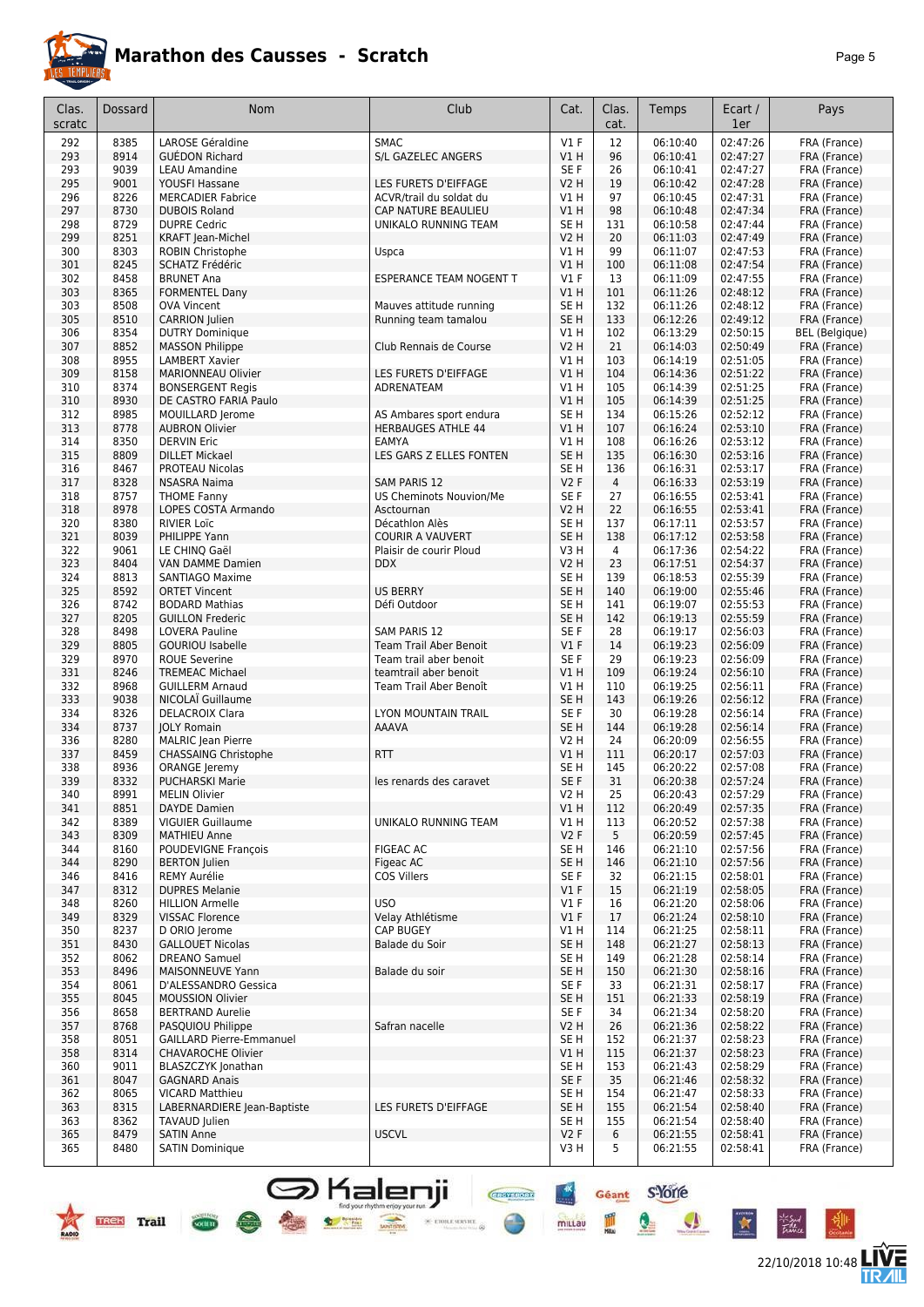# Marathon des Causses - Scratch

| Clas. scratc | Dossard | Nom | Club | Cat. | Clas. cat. | Temps | Ecart / 1er | Pays |
|---|---|---|---|---|---|---|---|---|
| 292 | 8385 | LAROSE Géraldine | SMAC | V1 F | 12 | 06:10:40 | 02:47:26 | FRA (France) |
| 293 | 8914 | GUÉDON Richard | S/L GAZELEC ANGERS | V1 H | 96 | 06:10:41 | 02:47:27 | FRA (France) |
| 293 | 9039 | LEAU Amandine | | SE F | 26 | 06:10:41 | 02:47:27 | FRA (France) |
| 295 | 9001 | YOUSFI Hassane | LES FURETS D'EIFFAGE | V2 H | 19 | 06:10:42 | 02:47:28 | FRA (France) |
| 296 | 8226 | MERCADIER Fabrice | ACVR/trail du soldat du | V1 H | 97 | 06:10:45 | 02:47:31 | FRA (France) |
| 297 | 8730 | DUBOIS Roland | CAP NATURE BEAULIEU | V1 H | 98 | 06:10:48 | 02:47:34 | FRA (France) |
| 298 | 8729 | DUPRE Cedric | UNIKALO RUNNING TEAM | SE H | 131 | 06:10:58 | 02:47:44 | FRA (France) |
| 299 | 8251 | KRAFT Jean-Michel | | V2 H | 20 | 06:11:03 | 02:47:49 | FRA (France) |
| 300 | 8303 | ROBIN Christophe | Uspca | V1 H | 99 | 06:11:07 | 02:47:53 | FRA (France) |
| 301 | 8245 | SCHATZ Frédéric | | V1 H | 100 | 06:11:08 | 02:47:54 | FRA (France) |
| 302 | 8458 | BRUNET Ana | ESPERANCE TEAM NOGENT T | V1 F | 13 | 06:11:09 | 02:47:55 | FRA (France) |
| 303 | 8365 | FORMENTEL Dany | | V1 H | 101 | 06:11:26 | 02:48:12 | FRA (France) |
| 303 | 8508 | OVA Vincent | Mauves attitude running | SE H | 132 | 06:11:26 | 02:48:12 | FRA (France) |
| 305 | 8510 | CARRION Julien | Running team tamalou | SE H | 133 | 06:12:26 | 02:49:12 | FRA (France) |
| 306 | 8354 | DUTRY Dominique | | V1 H | 102 | 06:13:29 | 02:50:15 | BEL (Belgique) |
| 307 | 8852 | MASSON Philippe | Club Rennais de Course | V2 H | 21 | 06:14:03 | 02:50:49 | FRA (France) |
| 308 | 8955 | LAMBERT Xavier | | V1 H | 103 | 06:14:19 | 02:51:05 | FRA (France) |
| 309 | 8158 | MARIONNEAU Olivier | LES FURETS D'EIFFAGE | V1 H | 104 | 06:14:36 | 02:51:22 | FRA (France) |
| 310 | 8374 | BONSERGENT Regis | ADRENATEAM | V1 H | 105 | 06:14:39 | 02:51:25 | FRA (France) |
| 310 | 8930 | DE CASTRO FARIA Paulo | | V1 H | 105 | 06:14:39 | 02:51:25 | FRA (France) |
| 312 | 8985 | MOUILLARD Jerome | AS Ambares sport endura | SE H | 134 | 06:15:26 | 02:52:12 | FRA (France) |
| 313 | 8778 | AUBRON Olivier | HERBAUGES ATHLE 44 | V1 H | 107 | 06:16:24 | 02:53:10 | FRA (France) |
| 314 | 8350 | DERVIN Eric | EAMYA | V1 H | 108 | 06:16:26 | 02:53:12 | FRA (France) |
| 315 | 8809 | DILLET Mickael | LES GARS Z ELLES FONTEN | SE H | 135 | 06:16:30 | 02:53:16 | FRA (France) |
| 316 | 8467 | PROTEAU Nicolas | | SE H | 136 | 06:16:31 | 02:53:17 | FRA (France) |
| 317 | 8328 | NSASRA Naima | SAM PARIS 12 | V2 F | 4 | 06:16:33 | 02:53:19 | FRA (France) |
| 318 | 8757 | THOME Fanny | US Cheminots Nouvion/Me | SE F | 27 | 06:16:55 | 02:53:41 | FRA (France) |
| 318 | 8978 | LOPES COSTA Armando | Asctournan | V2 H | 22 | 06:16:55 | 02:53:41 | FRA (France) |
| 320 | 8380 | RIVIER Loïc | Décathlon Alès | SE H | 137 | 06:17:11 | 02:53:57 | FRA (France) |
| 321 | 8039 | PHILIPPE Yann | COURIR A VAUVERT | SE H | 138 | 06:17:12 | 02:53:58 | FRA (France) |
| 322 | 9061 | LE CHINQ Gaël | Plaisir de courir Ploud | V3 H | 4 | 06:17:36 | 02:54:22 | FRA (France) |
| 323 | 8404 | VAN DAMME Damien | DDX | V2 H | 23 | 06:17:51 | 02:54:37 | FRA (France) |
| 324 | 8813 | SANTIAGO Maxime | | SE H | 139 | 06:18:53 | 02:55:39 | FRA (France) |
| 325 | 8592 | ORTET Vincent | US BERRY | SE H | 140 | 06:19:00 | 02:55:46 | FRA (France) |
| 326 | 8742 | BODARD Mathias | Défi Outdoor | SE H | 141 | 06:19:07 | 02:55:53 | FRA (France) |
| 327 | 8205 | GUILLON Frederic | | SE H | 142 | 06:19:13 | 02:55:59 | FRA (France) |
| 328 | 8498 | LOVERA Pauline | SAM PARIS 12 | SE F | 28 | 06:19:17 | 02:56:03 | FRA (France) |
| 329 | 8805 | GOURIOU Isabelle | Team Trail Aber Benoit | V1 F | 14 | 06:19:23 | 02:56:09 | FRA (France) |
| 329 | 8970 | ROUE Severine | Team trail aber benoit | SE F | 29 | 06:19:23 | 02:56:09 | FRA (France) |
| 331 | 8246 | TREMEAC Michael | teamtrail aber benoit | V1 H | 109 | 06:19:24 | 02:56:10 | FRA (France) |
| 332 | 8968 | GUILLERM Arnaud | Team Trail Aber Benoît | V1 H | 110 | 06:19:25 | 02:56:11 | FRA (France) |
| 333 | 9038 | NICOLAÏ Guillaume | | SE H | 143 | 06:19:26 | 02:56:12 | FRA (France) |
| 334 | 8326 | DELACROIX Clara | LYON MOUNTAIN TRAIL | SE F | 30 | 06:19:28 | 02:56:14 | FRA (France) |
| 334 | 8737 | JOLY Romain | AAAVA | SE H | 144 | 06:19:28 | 02:56:14 | FRA (France) |
| 336 | 8280 | MALRIC Jean Pierre | | V2 H | 24 | 06:20:09 | 02:56:55 | FRA (France) |
| 337 | 8459 | CHASSAING Christophe | RTT | V1 H | 111 | 06:20:17 | 02:57:03 | FRA (France) |
| 338 | 8936 | ORANGE Jeremy | | SE H | 145 | 06:20:22 | 02:57:08 | FRA (France) |
| 339 | 8332 | PUCHARSKI Marie | les renards des caravet | SE F | 31 | 06:20:38 | 02:57:24 | FRA (France) |
| 340 | 8991 | MELIN Olivier | | V2 H | 25 | 06:20:43 | 02:57:29 | FRA (France) |
| 341 | 8851 | DAYDE Damien | | V1 H | 112 | 06:20:49 | 02:57:35 | FRA (France) |
| 342 | 8389 | VIGUIER Guillaume | UNIKALO RUNNING TEAM | V1 H | 113 | 06:20:52 | 02:57:38 | FRA (France) |
| 343 | 8309 | MATHIEU Anne | | V2 F | 5 | 06:20:59 | 02:57:45 | FRA (France) |
| 344 | 8160 | POUDEVIGNE François | FIGEAC AC | SE H | 146 | 06:21:10 | 02:57:56 | FRA (France) |
| 344 | 8290 | BERTON Julien | Figeac AC | SE H | 146 | 06:21:10 | 02:57:56 | FRA (France) |
| 346 | 8416 | REMY Aurélie | COS Villers | SE F | 32 | 06:21:15 | 02:58:01 | FRA (France) |
| 347 | 8312 | DUPRES Melanie | | V1 F | 15 | 06:21:19 | 02:58:05 | FRA (France) |
| 348 | 8260 | HILLION Armelle | USO | V1 F | 16 | 06:21:20 | 02:58:06 | FRA (France) |
| 349 | 8329 | VISSAC Florence | Velay Athlétisme | V1 F | 17 | 06:21:24 | 02:58:10 | FRA (France) |
| 350 | 8237 | D ORIO Jerome | CAP BUGEY | V1 H | 114 | 06:21:25 | 02:58:11 | FRA (France) |
| 351 | 8430 | GALLOUET Nicolas | Balade du Soir | SE H | 148 | 06:21:27 | 02:58:13 | FRA (France) |
| 352 | 8062 | DREANO Samuel | | SE H | 149 | 06:21:28 | 02:58:14 | FRA (France) |
| 353 | 8496 | MAISONNEUVE Yann | Balade du soir | SE H | 150 | 06:21:30 | 02:58:16 | FRA (France) |
| 354 | 8061 | D'ALESSANDRO Gessica | | SE F | 33 | 06:21:31 | 02:58:17 | FRA (France) |
| 355 | 8045 | MOUSSION Olivier | | SE H | 151 | 06:21:33 | 02:58:19 | FRA (France) |
| 356 | 8658 | BERTRAND Aurelie | | SE F | 34 | 06:21:34 | 02:58:20 | FRA (France) |
| 357 | 8768 | PASQUIOU Philippe | Safran nacelle | V2 H | 26 | 06:21:36 | 02:58:22 | FRA (France) |
| 358 | 8051 | GAILLARD Pierre-Emmanuel | | SE H | 152 | 06:21:37 | 02:58:23 | FRA (France) |
| 358 | 8314 | CHAVAROCHE Olivier | | V1 H | 115 | 06:21:37 | 02:58:23 | FRA (France) |
| 360 | 9011 | BLASZCZYK Jonathan | | SE H | 153 | 06:21:43 | 02:58:29 | FRA (France) |
| 361 | 8047 | GAGNARD Anais | | SE F | 35 | 06:21:46 | 02:58:32 | FRA (France) |
| 362 | 8065 | VICARD Matthieu | | SE H | 154 | 06:21:47 | 02:58:33 | FRA (France) |
| 363 | 8315 | LABERNARDIERE Jean-Baptiste | LES FURETS D'EIFFAGE | SE H | 155 | 06:21:54 | 02:58:40 | FRA (France) |
| 363 | 8362 | TAVAUD Julien | | SE H | 155 | 06:21:54 | 02:58:40 | FRA (France) |
| 365 | 8479 | SATIN Anne | USCVL | V2 F | 6 | 06:21:55 | 02:58:41 | FRA (France) |
| 365 | 8480 | SATIN Dominique | | V3 H | 5 | 06:21:55 | 02:58:41 | FRA (France) |

22/10/2018 10:48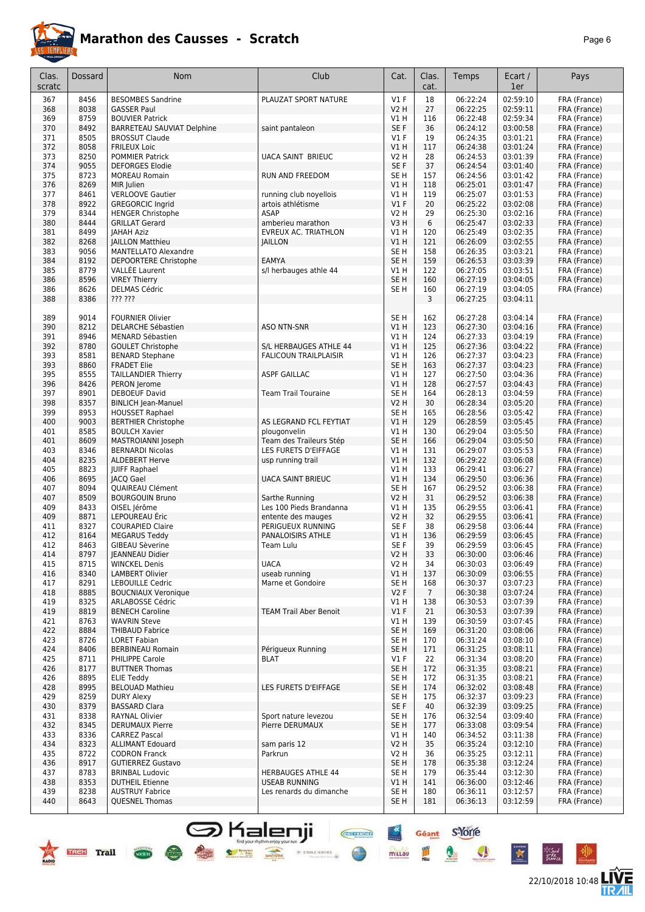# Marathon des Causses - Scratch

| Clas. scratc | Dossard | Nom | Club | Cat. | Clas. cat. | Temps | Ecart / 1er | Pays |
|---|---|---|---|---|---|---|---|---|
| 367 | 8456 | BESOMBES Sandrine | PLAUZAT SPORT NATURE | V1 F | 18 | 06:22:24 | 02:59:10 | FRA (France) |
| 368 | 8038 | GASSER Paul | | V2 H | 27 | 06:22:25 | 02:59:11 | FRA (France) |
| 369 | 8759 | BOUVIER Patrick | | V1 H | 116 | 06:22:48 | 02:59:34 | FRA (France) |
| 370 | 8492 | BARRETEAU SAUVIAT Delphine | saint pantaleon | SE F | 36 | 06:24:12 | 03:00:58 | FRA (France) |
| 371 | 8505 | BROSSUT Claude | | V1 F | 19 | 06:24:35 | 03:01:21 | FRA (France) |
| 372 | 8058 | FRILEUX Loic | | V1 H | 117 | 06:24:38 | 03:01:24 | FRA (France) |
| 373 | 8250 | POMMIER Patrick | UACA SAINT BRIEUC | V2 H | 28 | 06:24:53 | 03:01:39 | FRA (France) |
| 374 | 9055 | DEFORGES Elodie | | SE F | 37 | 06:24:54 | 03:01:40 | FRA (France) |
| 375 | 8723 | MOREAU Romain | RUN AND FREEDOM | SE H | 157 | 06:24:56 | 03:01:42 | FRA (France) |
| 376 | 8269 | MIR Julien | | V1 H | 118 | 06:25:01 | 03:01:47 | FRA (France) |
| 377 | 8461 | VERLOOVE Gautier | running club noyellois | V1 H | 119 | 06:25:07 | 03:01:53 | FRA (France) |
| 378 | 8922 | GREGORCIC Ingrid | artois athlétisme | V1 F | 20 | 06:25:22 | 03:02:08 | FRA (France) |
| 379 | 8344 | HENGER Christophe | ASAP | V2 H | 29 | 06:25:30 | 03:02:16 | FRA (France) |
| 380 | 8444 | GRILLAT Gerard | amberieu marathon | V3 H | 6 | 06:25:47 | 03:02:33 | FRA (France) |
| 381 | 8499 | JAHAH Aziz | EVREUX AC. TRIATHLON | V1 H | 120 | 06:25:49 | 03:02:35 | FRA (France) |
| 382 | 8268 | JAILLON Matthieu | JAILLON | V1 H | 121 | 06:26:09 | 03:02:55 | FRA (France) |
| 383 | 9056 | MANTELLATO Alexandre | | SE H | 158 | 06:26:35 | 03:03:21 | FRA (France) |
| 384 | 8192 | DEPOORTERE Christophe | EAMYA | SE H | 159 | 06:26:53 | 03:03:39 | FRA (France) |
| 385 | 8779 | VALLÉE Laurent | s/l herbauges athle 44 | V1 H | 122 | 06:27:05 | 03:03:51 | FRA (France) |
| 386 | 8596 | VIREY Thierry | | SE H | 160 | 06:27:19 | 03:04:05 | FRA (France) |
| 386 | 8626 | DELMAS Cédric | | SE H | 160 | 06:27:19 | 03:04:05 | FRA (France) |
| 388 | 8386 | ??? ??? | | | 3 | 06:27:25 | 03:04:11 | |
| 389 | 9014 | FOURNIER Olivier | | SE H | 162 | 06:27:28 | 03:04:14 | FRA (France) |
| 390 | 8212 | DELARCHE Sébastien | ASO NTN-SNR | V1 H | 123 | 06:27:30 | 03:04:16 | FRA (France) |
| 391 | 8946 | MENARD Sébastien | | V1 H | 124 | 06:27:33 | 03:04:19 | FRA (France) |
| 392 | 8780 | GOULET Christophe | S/L HERBAUGES ATHLE 44 | V1 H | 125 | 06:27:36 | 03:04:22 | FRA (France) |
| 393 | 8581 | BENARD Stephane | FALICOUN TRAILPLAISIR | V1 H | 126 | 06:27:37 | 03:04:23 | FRA (France) |
| 393 | 8860 | FRADET Elie | | SE H | 163 | 06:27:37 | 03:04:23 | FRA (France) |
| 395 | 8555 | TAILLANDIER Thierry | ASPF GAILLAC | V1 H | 127 | 06:27:50 | 03:04:36 | FRA (France) |
| 396 | 8426 | PERON Jerome | | V1 H | 128 | 06:27:57 | 03:04:43 | FRA (France) |
| 397 | 8901 | DEBOEUF David | Team Trail Touraine | SE H | 164 | 06:28:13 | 03:04:59 | FRA (France) |
| 398 | 8357 | BINLICH Jean-Manuel | | V2 H | 30 | 06:28:34 | 03:05:20 | FRA (France) |
| 399 | 8953 | HOUSSET Raphael | | SE H | 165 | 06:28:56 | 03:05:42 | FRA (France) |
| 400 | 9003 | BERTHIER Christophe | AS LEGRAND FCL FEYTIAT | V1 H | 129 | 06:28:59 | 03:05:45 | FRA (France) |
| 401 | 8585 | BOULCH Xavier | plougonvelin | V1 H | 130 | 06:29:04 | 03:05:50 | FRA (France) |
| 401 | 8609 | MASTROIANNI Joseph | Team des Traileurs Stép | SE H | 166 | 06:29:04 | 03:05:50 | FRA (France) |
| 403 | 8346 | BERNARDI Nicolas | LES FURETS D'EIFFAGE | V1 H | 131 | 06:29:07 | 03:05:53 | FRA (France) |
| 404 | 8235 | ALDEBERT Herve | usp running trail | V1 H | 132 | 06:29:22 | 03:06:08 | FRA (France) |
| 405 | 8823 | JUIFF Raphael | | V1 H | 133 | 06:29:41 | 03:06:27 | FRA (France) |
| 406 | 8695 | JACQ Gael | UACA SAINT BRIEUC | V1 H | 134 | 06:29:50 | 03:06:36 | FRA (France) |
| 407 | 8094 | QUAIREAU Clément | | SE H | 167 | 06:29:52 | 03:06:38 | FRA (France) |
| 407 | 8509 | BOURGOUIN Bruno | Sarthe Running | V2 H | 31 | 06:29:52 | 03:06:38 | FRA (France) |
| 409 | 8433 | OISEL Jérôme | Les 100 Pieds Brandanna | V1 H | 135 | 06:29:55 | 03:06:41 | FRA (France) |
| 409 | 8871 | LEPOUREAU Éric | entente des mauges | V2 H | 32 | 06:29:55 | 03:06:41 | FRA (France) |
| 411 | 8327 | COURAPIED Claire | PERIGUEUX RUNNING | SE F | 38 | 06:29:58 | 03:06:44 | FRA (France) |
| 412 | 8164 | MEGARUS Teddy | PANALOISIRS ATHLE | V1 H | 136 | 06:29:59 | 03:06:45 | FRA (France) |
| 412 | 8463 | GIBEAU Sèverine | Team Lulu | SE F | 39 | 06:29:59 | 03:06:45 | FRA (France) |
| 414 | 8797 | JEANNEAU Didier | | V2 H | 33 | 06:30:00 | 03:06:46 | FRA (France) |
| 415 | 8715 | WINCKEL Denis | UACA | V2 H | 34 | 06:30:03 | 03:06:49 | FRA (France) |
| 416 | 8340 | LAMBERT Olivier | useab running | V1 H | 137 | 06:30:09 | 03:06:55 | FRA (France) |
| 417 | 8291 | LEBOUILLE Cedric | Marne et Gondoire | SE H | 168 | 06:30:37 | 03:07:23 | FRA (France) |
| 418 | 8885 | BOUCNIAUX Veronique | | V2 F | 7 | 06:30:38 | 03:07:24 | FRA (France) |
| 419 | 8325 | ARLABOSSE Cédric | | V1 H | 138 | 06:30:53 | 03:07:39 | FRA (France) |
| 419 | 8819 | BENECH Caroline | TEAM Trail Aber Benoit | V1 F | 21 | 06:30:53 | 03:07:39 | FRA (France) |
| 421 | 8763 | WAVRIN Steve | | V1 H | 139 | 06:30:59 | 03:07:45 | FRA (France) |
| 422 | 8884 | THIBAUD Fabrice | | SE H | 169 | 06:31:20 | 03:08:06 | FRA (France) |
| 423 | 8726 | LORET Fabian | | SE H | 170 | 06:31:24 | 03:08:10 | FRA (France) |
| 424 | 8406 | BERBINEAU Romain | Périgueux Running | SE H | 171 | 06:31:25 | 03:08:11 | FRA (France) |
| 425 | 8711 | PHILIPPE Carole | BLAT | V1 F | 22 | 06:31:34 | 03:08:20 | FRA (France) |
| 426 | 8177 | BUTTNER Thomas | | SE H | 172 | 06:31:35 | 03:08:21 | FRA (France) |
| 426 | 8895 | ELIE Teddy | | SE H | 172 | 06:31:35 | 03:08:21 | FRA (France) |
| 428 | 8995 | BELOUAD Mathieu | LES FURETS D'EIFFAGE | SE H | 174 | 06:32:02 | 03:08:48 | FRA (France) |
| 429 | 8259 | DURY Alexy | | SE H | 175 | 06:32:37 | 03:09:23 | FRA (France) |
| 430 | 8379 | BASSARD Clara | | SE F | 40 | 06:32:39 | 03:09:25 | FRA (France) |
| 431 | 8338 | RAYNAL Olivier | Sport nature levezou | SE H | 176 | 06:32:54 | 03:09:40 | FRA (France) |
| 432 | 8345 | DERUMAUX Pierre | Pierre DERUMAUX | SE H | 177 | 06:33:08 | 03:09:54 | FRA (France) |
| 433 | 8336 | CARREZ Pascal | | V1 H | 140 | 06:34:52 | 03:11:38 | FRA (France) |
| 434 | 8323 | ALLIMANT Edouard | sam paris 12 | V2 H | 35 | 06:35:24 | 03:12:10 | FRA (France) |
| 435 | 8722 | CODRON Franck | Parkrun | V2 H | 36 | 06:35:25 | 03:12:11 | FRA (France) |
| 436 | 8917 | GUTIERREZ Gustavo | | SE H | 178 | 06:35:38 | 03:12:24 | FRA (France) |
| 437 | 8783 | BRINBAL Ludovic | HERBAUGES ATHLE 44 | SE H | 179 | 06:35:44 | 03:12:30 | FRA (France) |
| 438 | 8353 | DUTHEIL Etienne | USEAB RUNNING | V1 H | 141 | 06:36:00 | 03:12:46 | FRA (France) |
| 439 | 8238 | AUSTRUY Fabrice | Les renards du dimanche | SE H | 180 | 06:36:11 | 03:12:57 | FRA (France) |
| 440 | 8643 | QUESNEL Thomas | | SE H | 181 | 06:36:13 | 03:12:59 | FRA (France) |

22/10/2018 10:48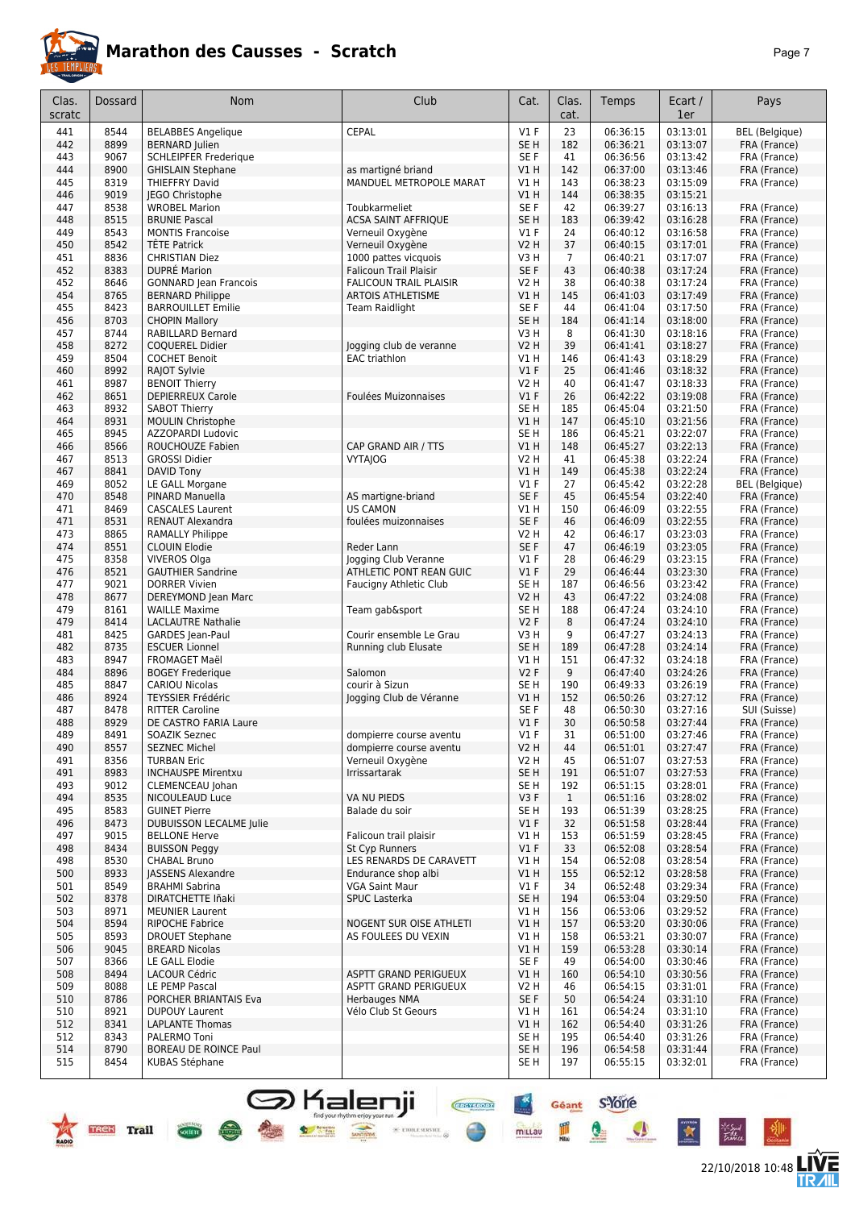# Marathon des Causses - Scratch

| Clas. scratc | Dossard | Nom | Club | Cat. | Clas. cat. | Temps | Ecart / 1er | Pays |
|---|---|---|---|---|---|---|---|---|
| 441 | 8544 | BELABBES Angelique | CEPAL | V1 F | 23 | 06:36:15 | 03:13:01 | BEL (Belgique) |
| 442 | 8899 | BERNARD Julien | | SE H | 182 | 06:36:21 | 03:13:07 | FRA (France) |
| 443 | 9067 | SCHLEIPFER Frederique | | SE F | 41 | 06:36:56 | 03:13:42 | FRA (France) |
| 444 | 8900 | GHISLAIN Stephane | as martigné briand | V1 H | 142 | 06:37:00 | 03:13:46 | FRA (France) |
| 445 | 8319 | THIEFFRY David | MANDUEL METROPOLE MARAT | V1 H | 143 | 06:38:23 | 03:15:09 | FRA (France) |
| 446 | 9019 | JEGO Christophe | | V1 H | 144 | 06:38:35 | 03:15:21 | |
| 447 | 8538 | WROBEL Marion | Toubkarmeliet | SE F | 42 | 06:39:27 | 03:16:13 | FRA (France) |
| 448 | 8515 | BRUNIE Pascal | ACSA SAINT AFFRIQUE | SE H | 183 | 06:39:42 | 03:16:28 | FRA (France) |
| 449 | 8543 | MONTIS Francoise | Verneuil Oxygène | V1 F | 24 | 06:40:12 | 03:16:58 | FRA (France) |
| 450 | 8542 | TÊTE Patrick | Verneuil Oxygène | V2 H | 37 | 06:40:15 | 03:17:01 | FRA (France) |
| 451 | 8836 | CHRISTIAN Diez | 1000 pattes vicquois | V3 H | 7 | 06:40:21 | 03:17:07 | FRA (France) |
| 452 | 8383 | DUPRÉ Marion | Falicoun Trail Plaisir | SE F | 43 | 06:40:38 | 03:17:24 | FRA (France) |
| 452 | 8646 | GONNARD Jean Francois | FALICOUN TRAIL PLAISIR | V2 H | 38 | 06:40:38 | 03:17:24 | FRA (France) |
| 454 | 8765 | BERNARD Philippe | ARTOIS ATHLETISME | V1 H | 145 | 06:41:03 | 03:17:49 | FRA (France) |
| 455 | 8423 | BARROUILLET Emilie | Team Raidlight | SE F | 44 | 06:41:04 | 03:17:50 | FRA (France) |
| 456 | 8703 | CHOPIN Mallory | | SE H | 184 | 06:41:14 | 03:18:00 | FRA (France) |
| 457 | 8744 | RABILLARD Bernard | | V3 H | 8 | 06:41:30 | 03:18:16 | FRA (France) |
| 458 | 8272 | COQUEREL Didier | Jogging club de veranne | V2 H | 39 | 06:41:41 | 03:18:27 | FRA (France) |
| 459 | 8504 | COCHET Benoit | EAC triathlon | V1 H | 146 | 06:41:43 | 03:18:29 | FRA (France) |
| 460 | 8992 | RAJOT Sylvie | | V1 F | 25 | 06:41:46 | 03:18:32 | FRA (France) |
| 461 | 8987 | BENOIT Thierry | | V2 H | 40 | 06:41:47 | 03:18:33 | FRA (France) |
| 462 | 8651 | DEPIERREUX Carole | Foulées Muizonnaises | V1 F | 26 | 06:42:22 | 03:19:08 | FRA (France) |
| 463 | 8932 | SABOT Thierry | | SE H | 185 | 06:45:04 | 03:21:50 | FRA (France) |
| 464 | 8931 | MOULIN Christophe | | V1 H | 147 | 06:45:10 | 03:21:56 | FRA (France) |
| 465 | 8945 | AZZOPARDI Ludovic | | SE H | 186 | 06:45:21 | 03:22:07 | FRA (France) |
| 466 | 8566 | ROUCHOUZE Fabien | CAP GRAND AIR / TTS | V1 H | 148 | 06:45:27 | 03:22:13 | FRA (France) |
| 467 | 8513 | GROSSI Didier | VYTAJOG | V2 H | 41 | 06:45:38 | 03:22:24 | FRA (France) |
| 467 | 8841 | DAVID Tony | | V1 H | 149 | 06:45:38 | 03:22:24 | FRA (France) |
| 469 | 8052 | LE GALL Morgane | | V1 F | 27 | 06:45:42 | 03:22:28 | BEL (Belgique) |
| 470 | 8548 | PINARD Manuella | AS martigne-briand | SE F | 45 | 06:45:54 | 03:22:40 | FRA (France) |
| 471 | 8469 | CASCALES Laurent | US CAMON | V1 H | 150 | 06:46:09 | 03:22:55 | FRA (France) |
| 471 | 8531 | RENAUT Alexandra | foulées muizonnaises | SE F | 46 | 06:46:09 | 03:22:55 | FRA (France) |
| 473 | 8865 | RAMALLY Philippe | | V2 H | 42 | 06:46:17 | 03:23:03 | FRA (France) |
| 474 | 8551 | CLOUIN Elodie | Reder Lann | SE F | 47 | 06:46:19 | 03:23:05 | FRA (France) |
| 475 | 8358 | VIVEROS Olga | Jogging Club Veranne | V1 F | 28 | 06:46:29 | 03:23:15 | FRA (France) |
| 476 | 8521 | GAUTHIER Sandrine | ATHLETIC PONT REAN GUIC | V1 F | 29 | 06:46:44 | 03:23:30 | FRA (France) |
| 477 | 9021 | DORRER Vivien | Faucigny Athletic Club | SE H | 187 | 06:46:56 | 03:23:42 | FRA (France) |
| 478 | 8677 | DEREYMOND Jean Marc | | V2 H | 43 | 06:47:22 | 03:24:08 | FRA (France) |
| 479 | 8161 | WAILLE Maxime | Team gab&sport | SE H | 188 | 06:47:24 | 03:24:10 | FRA (France) |
| 479 | 8414 | LACLAUTRE Nathalie | | V2 F | 8 | 06:47:24 | 03:24:10 | FRA (France) |
| 481 | 8425 | GARDES Jean-Paul | Courir ensemble Le Grau | V3 H | 9 | 06:47:27 | 03:24:13 | FRA (France) |
| 482 | 8735 | ESCUER Lionnel | Running club Elusate | SE H | 189 | 06:47:28 | 03:24:14 | FRA (France) |
| 483 | 8947 | FROMAGET Maël | | V1 H | 151 | 06:47:32 | 03:24:18 | FRA (France) |
| 484 | 8896 | BOGEY Frederique | Salomon | V2 F | 9 | 06:47:40 | 03:24:26 | FRA (France) |
| 485 | 8847 | CARIOU Nicolas | courir à Sizun | SE H | 190 | 06:49:33 | 03:26:19 | FRA (France) |
| 486 | 8924 | TEYSSIER Frédéric | Jogging Club de Véranne | V1 H | 152 | 06:50:26 | 03:27:12 | FRA (France) |
| 487 | 8478 | RITTER Caroline | | SE F | 48 | 06:50:30 | 03:27:16 | SUI (Suisse) |
| 488 | 8929 | DE CASTRO FARIA Laure | | V1 F | 30 | 06:50:58 | 03:27:44 | FRA (France) |
| 489 | 8491 | SOAZIK Seznec | dompierre course aventu | V1 F | 31 | 06:51:00 | 03:27:46 | FRA (France) |
| 490 | 8557 | SEZNEC Michel | dompierre course aventu | V2 H | 44 | 06:51:01 | 03:27:47 | FRA (France) |
| 491 | 8356 | TURBAN Eric | Verneuil Oxygène | V2 H | 45 | 06:51:07 | 03:27:53 | FRA (France) |
| 491 | 8983 | INCHAUSPE Mirentxu | Irrissartarak | SE H | 191 | 06:51:07 | 03:27:53 | FRA (France) |
| 493 | 9012 | CLEMENCEAU Johan | | SE H | 192 | 06:51:15 | 03:28:01 | FRA (France) |
| 494 | 8535 | NICOULEAUD Luce | VA NU PIEDS | V3 F | 1 | 06:51:16 | 03:28:02 | FRA (France) |
| 495 | 8583 | GUINET Pierre | Balade du soir | SE H | 193 | 06:51:39 | 03:28:25 | FRA (France) |
| 496 | 8473 | DUBUISSON LECALME Julie | | V1 F | 32 | 06:51:58 | 03:28:44 | FRA (France) |
| 497 | 9015 | BELLONE Herve | Falicoun trail plaisir | V1 H | 153 | 06:51:59 | 03:28:45 | FRA (France) |
| 498 | 8434 | BUISSON Peggy | St Cyp Runners | V1 F | 33 | 06:52:08 | 03:28:54 | FRA (France) |
| 498 | 8530 | CHABAL Bruno | LES RENARDS DE CARAVETT | V1 H | 154 | 06:52:08 | 03:28:54 | FRA (France) |
| 500 | 8933 | JASSENS Alexandre | Endurance shop albi | V1 H | 155 | 06:52:12 | 03:28:58 | FRA (France) |
| 501 | 8549 | BRAHMI Sabrina | VGA Saint Maur | V1 F | 34 | 06:52:48 | 03:29:34 | FRA (France) |
| 502 | 8378 | DIRATCHETTE Iñaki | SPUC Lasterka | SE H | 194 | 06:53:04 | 03:29:50 | FRA (France) |
| 503 | 8971 | MEUNIER Laurent | | V1 H | 156 | 06:53:06 | 03:29:52 | FRA (France) |
| 504 | 8594 | RIPOCHE Fabrice | NOGENT SUR OISE ATHLETI | V1 H | 157 | 06:53:20 | 03:30:06 | FRA (France) |
| 505 | 8593 | DROUET Stephane | AS FOULEES DU VEXIN | V1 H | 158 | 06:53:21 | 03:30:07 | FRA (France) |
| 506 | 9045 | BREARD Nicolas | | V1 H | 159 | 06:53:28 | 03:30:14 | FRA (France) |
| 507 | 8366 | LE GALL Elodie | | SE F | 49 | 06:54:00 | 03:30:46 | FRA (France) |
| 508 | 8494 | LACOUR Cédric | ASPTT GRAND PERIGUEUX | V1 H | 160 | 06:54:10 | 03:30:56 | FRA (France) |
| 509 | 8088 | LE PEMP Pascal | ASPTT GRAND PERIGUEUX | V2 H | 46 | 06:54:15 | 03:31:01 | FRA (France) |
| 510 | 8786 | PORCHER BRIANTAIS Eva | Herbauges NMA | SE F | 50 | 06:54:24 | 03:31:10 | FRA (France) |
| 510 | 8921 | DUPOUY Laurent | Vélo Club St Geours | V1 H | 161 | 06:54:24 | 03:31:10 | FRA (France) |
| 512 | 8341 | LAPLANTE Thomas | | V1 H | 162 | 06:54:40 | 03:31:26 | FRA (France) |
| 512 | 8343 | PALERMO Toni | | SE H | 195 | 06:54:40 | 03:31:26 | FRA (France) |
| 514 | 8790 | BOREAU DE ROINCE Paul | | SE H | 196 | 06:54:58 | 03:31:44 | FRA (France) |
| 515 | 8454 | KUBAS Stéphane | | SE H | 197 | 06:55:15 | 03:32:01 | FRA (France) |

22/10/2018 10:48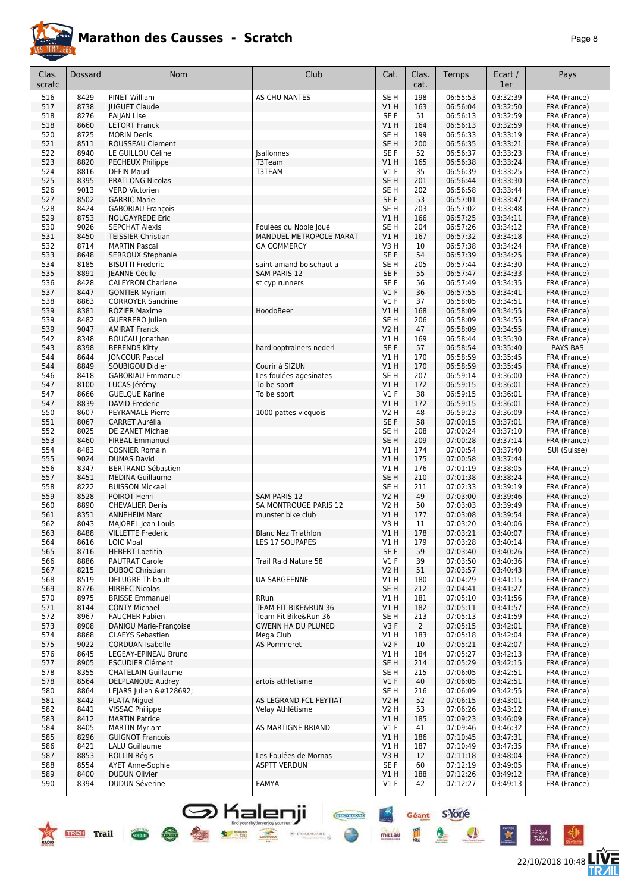# Marathon des Causses - Scratch

| Clas. scratc | Dossard | Nom | Club | Cat. | Clas. cat. | Temps | Ecart / 1er | Pays |
|---|---|---|---|---|---|---|---|---|
| 516 | 8429 | PINET William | AS CHU NANTES | SE H | 198 | 06:55:53 | 03:32:39 | FRA (France) |
| 517 | 8738 | JUGUET Claude | | V1 H | 163 | 06:56:04 | 03:32:50 | FRA (France) |
| 518 | 8276 | FAIJAN Lise | | SE F | 51 | 06:56:13 | 03:32:59 | FRA (France) |
| 518 | 8660 | LETORT Franck | | V1 H | 164 | 06:56:13 | 03:32:59 | FRA (France) |
| 520 | 8725 | MORIN Denis | | SE H | 199 | 06:56:33 | 03:33:19 | FRA (France) |
| 521 | 8511 | ROUSSEAU Clement | | SE H | 200 | 06:56:35 | 03:33:21 | FRA (France) |
| 522 | 8940 | LE GUILLOU Céline | Jsallonnes | SE F | 52 | 06:56:37 | 03:33:23 | FRA (France) |
| 523 | 8820 | PECHEUX Philippe | T3Team | V1 H | 165 | 06:56:38 | 03:33:24 | FRA (France) |
| 524 | 8816 | DEFIN Maud | T3TEAM | V1 F | 35 | 06:56:39 | 03:33:25 | FRA (France) |
| 525 | 8395 | PRATLONG Nicolas | | SE H | 201 | 06:56:44 | 03:33:30 | FRA (France) |
| 526 | 9013 | VERD Victorien | | SE H | 202 | 06:56:58 | 03:33:44 | FRA (France) |
| 527 | 8502 | GARRIC Marie | | SE F | 53 | 06:57:01 | 03:33:47 | FRA (France) |
| 528 | 8424 | GABORIAU François | | SE H | 203 | 06:57:02 | 03:33:48 | FRA (France) |
| 529 | 8753 | NOUGAYREDE Eric | | V1 H | 166 | 06:57:25 | 03:34:11 | FRA (France) |
| 530 | 9026 | SEPCHAT Alexis | Foulées du Noble Joué | SE H | 204 | 06:57:26 | 03:34:12 | FRA (France) |
| 531 | 8450 | TEISSIER Christian | MANDUEL METROPOLE MARAT | V1 H | 167 | 06:57:32 | 03:34:18 | FRA (France) |
| 532 | 8714 | MARTIN Pascal | GA COMMERCY | V3 H | 10 | 06:57:38 | 03:34:24 | FRA (France) |
| 533 | 8648 | SERROUX Stephanie | | SE F | 54 | 06:57:39 | 03:34:25 | FRA (France) |
| 534 | 8185 | BISUTTI Frederic | saint-amand boischaut a | SE H | 205 | 06:57:44 | 03:34:30 | FRA (France) |
| 535 | 8891 | JEANNE Cécile | SAM PARIS 12 | SE F | 55 | 06:57:47 | 03:34:33 | FRA (France) |
| 536 | 8428 | CALEYRON Charlene | st cyp runners | SE F | 56 | 06:57:49 | 03:34:35 | FRA (France) |
| 537 | 8447 | GONTIER Myriam | | V1 F | 36 | 06:57:55 | 03:34:41 | FRA (France) |
| 538 | 8863 | CORROYER Sandrine | | V1 F | 37 | 06:58:05 | 03:34:51 | FRA (France) |
| 539 | 8381 | ROZIER Maxime | HoodoBeer | V1 H | 168 | 06:58:09 | 03:34:55 | FRA (France) |
| 539 | 8482 | GUERRERO Julien | | SE H | 206 | 06:58:09 | 03:34:55 | FRA (France) |
| 539 | 9047 | AMIRAT Franck | | V2 H | 47 | 06:58:09 | 03:34:55 | FRA (France) |
| 542 | 8348 | BOUCAU Jonathan | | V1 H | 169 | 06:58:44 | 03:35:30 | FRA (France) |
| 543 | 8398 | BERENDS Kitty | hardlooptrainers nederl | SE F | 57 | 06:58:54 | 03:35:40 | PAYS BAS |
| 544 | 8644 | JONCOUR Pascal | | V1 H | 170 | 06:58:59 | 03:35:45 | FRA (France) |
| 544 | 8849 | SOUBIGOU Didier | Courir à SIZUN | V1 H | 170 | 06:58:59 | 03:35:45 | FRA (France) |
| 546 | 8418 | GABORIAU Emmanuel | Les foulées agesinates | SE H | 207 | 06:59:14 | 03:36:00 | FRA (France) |
| 547 | 8100 | LUCAS Jérémy | To be sport | V1 H | 172 | 06:59:15 | 03:36:01 | FRA (France) |
| 547 | 8666 | GUELQUE Karine | To be sport | V1 F | 38 | 06:59:15 | 03:36:01 | FRA (France) |
| 547 | 8839 | DAVID Frederic | | V1 H | 172 | 06:59:15 | 03:36:01 | FRA (France) |
| 550 | 8607 | PEYRAMALE Pierre | 1000 pattes vicquois | V2 H | 48 | 06:59:23 | 03:36:09 | FRA (France) |
| 551 | 8067 | CARRET Aurélia | | SE F | 58 | 07:00:15 | 03:37:01 | FRA (France) |
| 552 | 8025 | DE ZANET Michael | | SE H | 208 | 07:00:24 | 03:37:10 | FRA (France) |
| 553 | 8460 | FIRBAL Emmanuel | | SE H | 209 | 07:00:28 | 03:37:14 | FRA (France) |
| 554 | 8483 | COSNIER Romain | | V1 H | 174 | 07:00:54 | 03:37:40 | SUI (Suisse) |
| 555 | 9024 | DUMAS David | | V1 H | 175 | 07:00:58 | 03:37:44 | |
| 556 | 8347 | BERTRAND Sébastien | | V1 H | 176 | 07:01:19 | 03:38:05 | FRA (France) |
| 557 | 8451 | MEDINA Guillaume | | SE H | 210 | 07:01:38 | 03:38:24 | FRA (France) |
| 558 | 8222 | BUISSON Mickael | | SE H | 211 | 07:02:33 | 03:39:19 | FRA (France) |
| 559 | 8528 | POIROT Henri | SAM PARIS 12 | V2 H | 49 | 07:03:00 | 03:39:46 | FRA (France) |
| 560 | 8890 | CHEVALIER Denis | SA MONTROUGE PARIS 12 | V2 H | 50 | 07:03:03 | 03:39:49 | FRA (France) |
| 561 | 8351 | ANNEHEIM Marc | munster bike club | V1 H | 177 | 07:03:08 | 03:39:54 | FRA (France) |
| 562 | 8043 | MAJOREL Jean Louis | | V3 H | 11 | 07:03:20 | 03:40:06 | FRA (France) |
| 563 | 8488 | VILLETTE Frederic | Blanc Nez Triathlon | V1 H | 178 | 07:03:21 | 03:40:07 | FRA (France) |
| 564 | 8616 | LOIC Moal | LES 17 SOUPAPES | V1 H | 179 | 07:03:28 | 03:40:14 | FRA (France) |
| 565 | 8716 | HEBERT Laetitia | | SE F | 59 | 07:03:40 | 03:40:26 | FRA (France) |
| 566 | 8886 | PAUTRAT Carole | Trail Raid Nature 58 | V1 F | 39 | 07:03:50 | 03:40:36 | FRA (France) |
| 567 | 8215 | DUBOC Christian | | V2 H | 51 | 07:03:57 | 03:40:43 | FRA (France) |
| 568 | 8519 | DELUGRE Thibault | UA SARGEENNE | V1 H | 180 | 07:04:29 | 03:41:15 | FRA (France) |
| 569 | 8776 | HIRBEC Nicolas | | SE H | 212 | 07:04:41 | 03:41:27 | FRA (France) |
| 570 | 8975 | BRISSE Emmanuel | RRun | V1 H | 181 | 07:05:10 | 03:41:56 | FRA (France) |
| 571 | 8144 | CONTY Michael | TEAM FIT BIKE&RUN 36 | V1 H | 182 | 07:05:11 | 03:41:57 | FRA (France) |
| 572 | 8967 | FAUCHER Fabien | Team Fit Bike&Run 36 | SE H | 213 | 07:05:13 | 03:41:59 | FRA (France) |
| 573 | 8908 | DANIOU Marie-Françoise | GWENN HA DU PLUNED | V3 F | 2 | 07:05:15 | 03:42:01 | FRA (France) |
| 574 | 8868 | CLAEYS Sebastien | Mega Club | V1 H | 183 | 07:05:18 | 03:42:04 | FRA (France) |
| 575 | 9022 | CORDUAN Isabelle | AS Pommeret | V2 F | 10 | 07:05:21 | 03:42:07 | FRA (France) |
| 576 | 8645 | LEGEAY-EPINEAU Bruno | | V1 H | 184 | 07:05:27 | 03:42:13 | FRA (France) |
| 577 | 8905 | ESCUDIER Clément | | SE H | 214 | 07:05:29 | 03:42:15 | FRA (France) |
| 578 | 8355 | CHATELAIN Guillaume | | SE H | 215 | 07:06:05 | 03:42:51 | FRA (France) |
| 578 | 8564 | DELPLANQUE Audrey | artois athletisme | V1 F | 40 | 07:06:05 | 03:42:51 | FRA (France) |
| 580 | 8864 | LEJARS Julien &#128692; | | SE H | 216 | 07:06:09 | 03:42:55 | FRA (France) |
| 581 | 8442 | PLATA Miguel | AS LEGRAND FCL FEYTIAT | V2 H | 52 | 07:06:15 | 03:43:01 | FRA (France) |
| 582 | 8441 | VISSAC Philippe | Velay Athlétisme | V2 H | 53 | 07:06:26 | 03:43:12 | FRA (France) |
| 583 | 8412 | MARTIN Patrice | | V1 H | 185 | 07:09:23 | 03:46:09 | FRA (France) |
| 584 | 8405 | MARTIN Myriam | AS MARTIGNE BRIAND | V1 F | 41 | 07:09:46 | 03:46:32 | FRA (France) |
| 585 | 8296 | GUIGNOT Francois | | V1 H | 186 | 07:10:45 | 03:47:31 | FRA (France) |
| 586 | 8421 | LALU Guillaume | | V1 H | 187 | 07:10:49 | 03:47:35 | FRA (France) |
| 587 | 8853 | ROLLIN Régis | Les Foulées de Mornas | V3 H | 12 | 07:11:18 | 03:48:04 | FRA (France) |
| 588 | 8554 | AYET Anne-Sophie | ASPTT VERDUN | SE F | 60 | 07:12:19 | 03:49:05 | FRA (France) |
| 589 | 8400 | DUDUN Olivier | | V1 H | 188 | 07:12:26 | 03:49:12 | FRA (France) |
| 590 | 8394 | DUDUN Séverine | EAMYA | V1 F | 42 | 07:12:27 | 03:49:13 | FRA (France) |

22/10/2018 10:48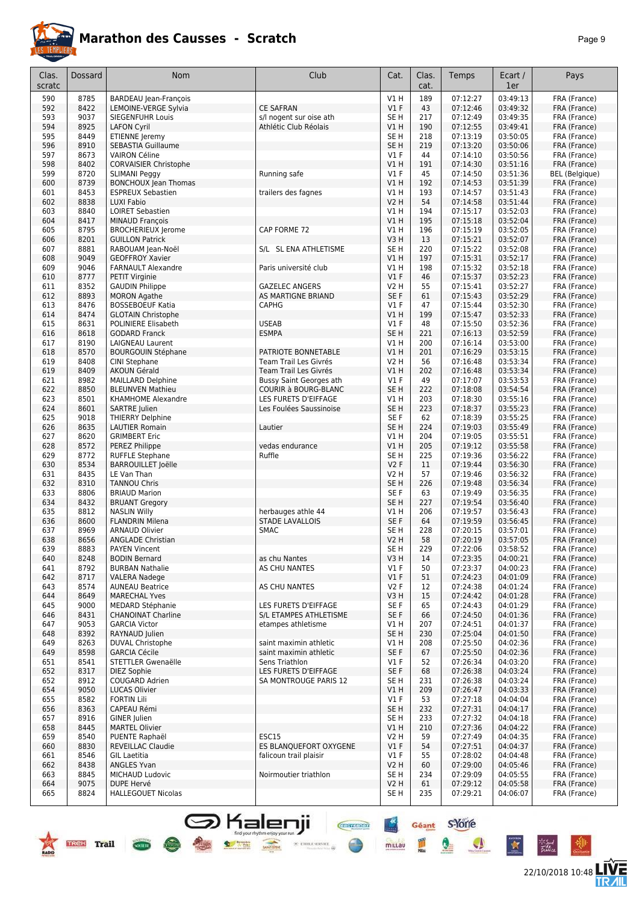# Marathon des Causses - Scratch

| Clas. scratc | Dossard | Nom | Club | Cat. | Clas. cat. | Temps | Ecart / 1er | Pays |
|---|---|---|---|---|---|---|---|---|
| 590 | 8785 | BARDEAU Jean-François | | V1 H | 189 | 07:12:27 | 03:49:13 | FRA (France) |
| 592 | 8422 | LEMOINE-VERGE Sylvia | CE SAFRAN | V1 F | 43 | 07:12:46 | 03:49:32 | FRA (France) |
| 593 | 9037 | SIEGENFUHR Louis | s/l nogent sur oise ath | SE H | 217 | 07:12:49 | 03:49:35 | FRA (France) |
| 594 | 8925 | LAFON Cyril | Athlétic Club Réolais | V1 H | 190 | 07:12:55 | 03:49:41 | FRA (France) |
| 595 | 8449 | ETIENNE Jeremy | | SE H | 218 | 07:13:19 | 03:50:05 | FRA (France) |
| 596 | 8910 | SEBASTIA Guillaume | | SE H | 219 | 07:13:20 | 03:50:06 | FRA (France) |
| 597 | 8673 | VAIRON Céline | | V1 F | 44 | 07:14:10 | 03:50:56 | FRA (France) |
| 598 | 8402 | CORVAISIER Christophe | | V1 H | 191 | 07:14:30 | 03:51:16 | FRA (France) |
| 599 | 8720 | SLIMANI Peggy | Running safe | V1 F | 45 | 07:14:50 | 03:51:36 | BEL (Belgique) |
| 600 | 8739 | BONCHOUX Jean Thomas | | V1 H | 192 | 07:14:53 | 03:51:39 | FRA (France) |
| 601 | 8453 | ESPREUX Sebastien | trailers des fagnes | V1 H | 193 | 07:14:57 | 03:51:43 | FRA (France) |
| 602 | 8838 | LUXI Fabio | | V2 H | 54 | 07:14:58 | 03:51:44 | FRA (France) |
| 603 | 8840 | LOIRET Sebastien | | V1 H | 194 | 07:15:17 | 03:52:03 | FRA (France) |
| 604 | 8417 | MINAUD François | | V1 H | 195 | 07:15:18 | 03:52:04 | FRA (France) |
| 605 | 8795 | BROCHERIEUX Jerome | CAP FORME 72 | V1 H | 196 | 07:15:19 | 03:52:05 | FRA (France) |
| 606 | 8201 | GUILLON Patrick | | V3 H | 13 | 07:15:21 | 03:52:07 | FRA (France) |
| 607 | 8881 | RABOUAM Jean-Noël | S/L SL ENA ATHLETISME | SE H | 220 | 07:15:22 | 03:52:08 | FRA (France) |
| 608 | 9049 | GEOFFROY Xavier | | V1 H | 197 | 07:15:31 | 03:52:17 | FRA (France) |
| 609 | 9046 | FARNAULT Alexandre | Paris université club | V1 H | 198 | 07:15:32 | 03:52:18 | FRA (France) |
| 610 | 8777 | PETIT Virginie | | V1 F | 46 | 07:15:37 | 03:52:23 | FRA (France) |
| 611 | 8352 | GAUDIN Philippe | GAZELEC ANGERS | V2 H | 55 | 07:15:41 | 03:52:27 | FRA (France) |
| 612 | 8893 | MORON Agathe | AS MARTIGNE BRIAND | SE F | 61 | 07:15:43 | 03:52:29 | FRA (France) |
| 613 | 8476 | BOSSEBOEUF Katia | CAPHG | V1 F | 47 | 07:15:44 | 03:52:30 | FRA (France) |
| 614 | 8474 | GLOTAIN Christophe | | V1 H | 199 | 07:15:47 | 03:52:33 | FRA (France) |
| 615 | 8631 | POLINIERE Elisabeth | USEAB | V1 F | 48 | 07:15:50 | 03:52:36 | FRA (France) |
| 616 | 8618 | GODARD Franck | ESMPA | SE H | 221 | 07:16:13 | 03:52:59 | FRA (France) |
| 617 | 8190 | LAIGNEAU Laurent | | V1 H | 200 | 07:16:14 | 03:53:00 | FRA (France) |
| 618 | 8570 | BOURGOUIN Stéphane | PATRIOTE BONNETABLE | V1 H | 201 | 07:16:29 | 03:53:15 | FRA (France) |
| 619 | 8408 | CINI Stephane | Team Trail Les Givrés | V2 H | 56 | 07:16:48 | 03:53:34 | FRA (France) |
| 619 | 8409 | AKOUN Gérald | Team Trail Les Givrés | V1 H | 202 | 07:16:48 | 03:53:34 | FRA (France) |
| 621 | 8982 | MAILLARD Delphine | Bussy Saint Georges ath | V1 F | 49 | 07:17:07 | 03:53:53 | FRA (France) |
| 622 | 8850 | BLEUNVEN Mathieu | COURIR à BOURG-BLANC | SE H | 222 | 07:18:08 | 03:54:54 | FRA (France) |
| 623 | 8501 | KHAMHOME Alexandre | LES FURETS D'EIFFAGE | V1 H | 203 | 07:18:30 | 03:55:16 | FRA (France) |
| 624 | 8601 | SARTRE Julien | Les Foulées Saussinoise | SE H | 223 | 07:18:37 | 03:55:23 | FRA (France) |
| 625 | 9018 | THIERRY Delphine | | SE F | 62 | 07:18:39 | 03:55:25 | FRA (France) |
| 626 | 8635 | LAUTIER Romain | Lautier | SE H | 224 | 07:19:03 | 03:55:49 | FRA (France) |
| 627 | 8620 | GRIMBERT Eric | | V1 H | 204 | 07:19:05 | 03:55:51 | FRA (France) |
| 628 | 8572 | PEREZ Philippe | vedas endurance | V1 H | 205 | 07:19:12 | 03:55:58 | FRA (France) |
| 629 | 8772 | RUFFLE Stephane | Ruffle | SE H | 225 | 07:19:36 | 03:56:22 | FRA (France) |
| 630 | 8534 | BARROUILLET Joëlle | | V2 F | 11 | 07:19:44 | 03:56:30 | FRA (France) |
| 631 | 8435 | LE Van Than | | V2 H | 57 | 07:19:46 | 03:56:32 | FRA (France) |
| 632 | 8310 | TANNOU Chris | | SE H | 226 | 07:19:48 | 03:56:34 | FRA (France) |
| 633 | 8806 | BRIAUD Marion | | SE F | 63 | 07:19:49 | 03:56:35 | FRA (France) |
| 634 | 8432 | BRUANT Gregory | | SE H | 227 | 07:19:54 | 03:56:40 | FRA (France) |
| 635 | 8812 | NASLIN Willy | herbauges athle 44 | V1 H | 206 | 07:19:57 | 03:56:43 | FRA (France) |
| 636 | 8600 | FLANDRIN Milena | STADE LAVALLOIS | SE F | 64 | 07:19:59 | 03:56:45 | FRA (France) |
| 637 | 8969 | ARNAUD Olivier | SMAC | SE H | 228 | 07:20:15 | 03:57:01 | FRA (France) |
| 638 | 8656 | ANGLADE Christian | | V2 H | 58 | 07:20:19 | 03:57:05 | FRA (France) |
| 639 | 8883 | PAYEN Vincent | | SE H | 229 | 07:22:06 | 03:58:52 | FRA (France) |
| 640 | 8248 | BODIN Bernard | as chu Nantes | V3 H | 14 | 07:23:35 | 04:00:21 | FRA (France) |
| 641 | 8792 | BURBAN Nathalie | AS CHU NANTES | V1 F | 50 | 07:23:37 | 04:00:23 | FRA (France) |
| 642 | 8717 | VALERA Nadege | | V1 F | 51 | 07:24:23 | 04:01:09 | FRA (France) |
| 643 | 8574 | AUNEAU Beatrice | AS CHU NANTES | V2 F | 12 | 07:24:38 | 04:01:24 | FRA (France) |
| 644 | 8649 | MARECHAL Yves | | V3 H | 15 | 07:24:42 | 04:01:28 | FRA (France) |
| 645 | 9000 | MEDARD Stéphanie | LES FURETS D'EIFFAGE | SE F | 65 | 07:24:43 | 04:01:29 | FRA (France) |
| 646 | 8431 | CHANOINAT Charline | S/L ETAMPES ATHLETISME | SE F | 66 | 07:24:50 | 04:01:36 | FRA (France) |
| 647 | 9053 | GARCIA Victor | etampes athletisme | V1 H | 207 | 07:24:51 | 04:01:37 | FRA (France) |
| 648 | 8392 | RAYNAUD Julien | | SE H | 230 | 07:25:04 | 04:01:50 | FRA (France) |
| 649 | 8263 | DUVAL Christophe | saint maximin athletic | V1 H | 208 | 07:25:50 | 04:02:36 | FRA (France) |
| 649 | 8598 | GARCIA Cécile | saint maximin athletic | SE F | 67 | 07:25:50 | 04:02:36 | FRA (France) |
| 651 | 8541 | STETTLER Gwenaëlle | Sens Triathlon | V1 F | 52 | 07:26:34 | 04:03:20 | FRA (France) |
| 652 | 8317 | DIEZ Sophie | LES FURETS D'EIFFAGE | SE F | 68 | 07:26:38 | 04:03:24 | FRA (France) |
| 652 | 8912 | COUGARD Adrien | SA MONTROUGE PARIS 12 | SE H | 231 | 07:26:38 | 04:03:24 | FRA (France) |
| 654 | 9050 | LUCAS Olivier | | V1 H | 209 | 07:26:47 | 04:03:33 | FRA (France) |
| 655 | 8582 | FORTIN Lili | | V1 F | 53 | 07:27:18 | 04:04:04 | FRA (France) |
| 656 | 8363 | CAPEAU Rémi | | SE H | 232 | 07:27:31 | 04:04:17 | FRA (France) |
| 657 | 8916 | GINER Julien | | SE H | 233 | 07:27:32 | 04:04:18 | FRA (France) |
| 658 | 8445 | MARTEL Olivier | | V1 H | 210 | 07:27:36 | 04:04:22 | FRA (France) |
| 659 | 8540 | PUENTE Raphaël | ESC15 | V2 H | 59 | 07:27:49 | 04:04:35 | FRA (France) |
| 660 | 8830 | REVEILLAC Claudie | ES BLANQUEFORT OXYGENE | V1 F | 54 | 07:27:51 | 04:04:37 | FRA (France) |
| 661 | 8546 | GIL Laetitia | falicoun trail plaisir | V1 F | 55 | 07:28:02 | 04:04:48 | FRA (France) |
| 662 | 8438 | ANGLES Yvan | | V2 H | 60 | 07:29:00 | 04:05:46 | FRA (France) |
| 663 | 8845 | MICHAUD Ludovic | Noirmoutier triathlon | SE H | 234 | 07:29:09 | 04:05:55 | FRA (France) |
| 664 | 9075 | DUPE Hervé | | V2 H | 61 | 07:29:12 | 04:05:58 | FRA (France) |
| 665 | 8824 | HALLEGOUET Nicolas | | SE H | 235 | 07:29:21 | 04:06:07 | FRA (France) |

22/10/2018 10:48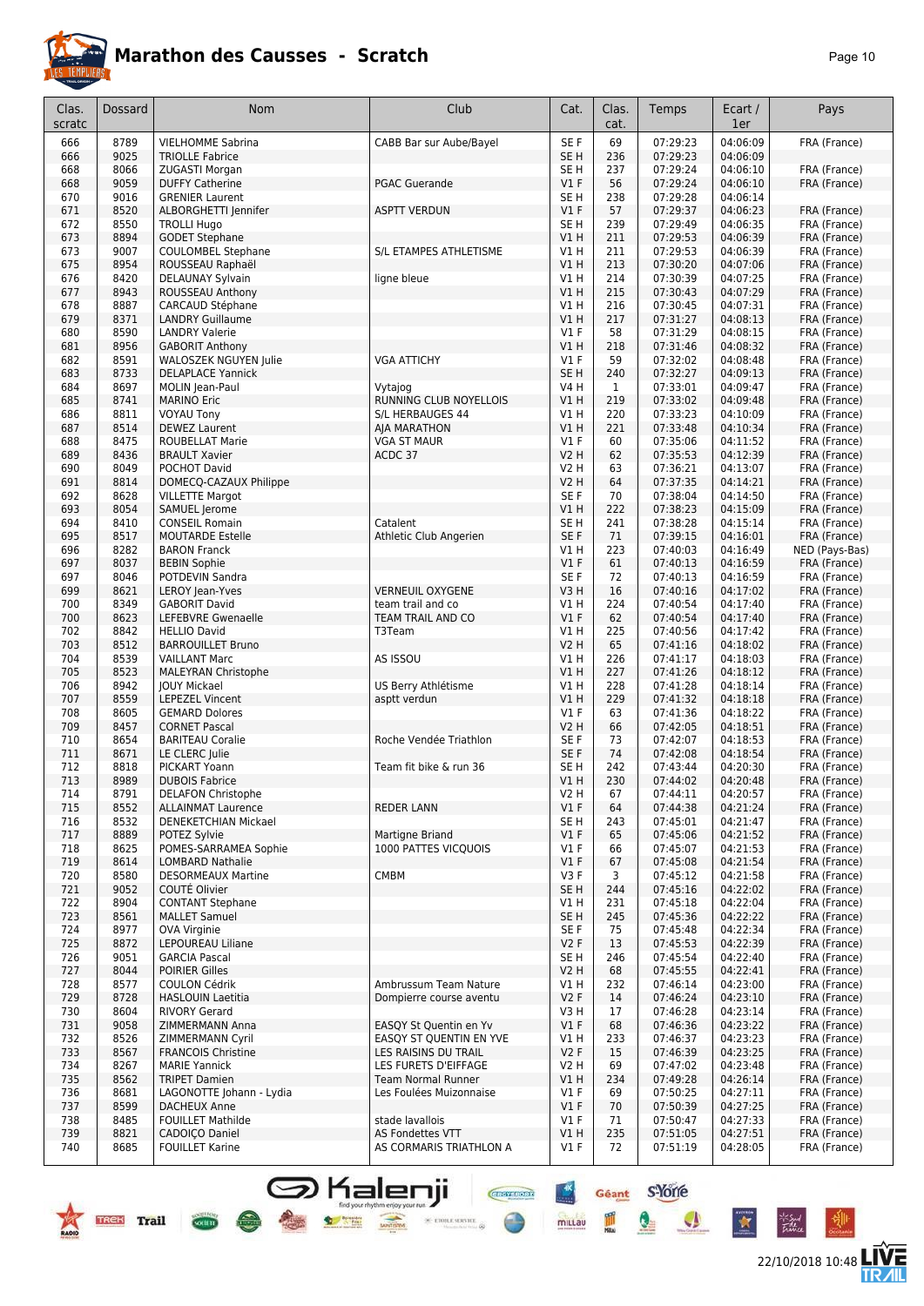# Marathon des Causses - Scratch

| Clas. scratc | Dossard | Nom | Club | Cat. | Clas. cat. | Temps | Ecart / 1er | Pays |
|---|---|---|---|---|---|---|---|---|
| 666 | 8789 | VIELHOMME Sabrina | CABB Bar sur Aube/Bayel | SE F | 69 | 07:29:23 | 04:06:09 | FRA (France) |
| 666 | 9025 | TRIOLLE Fabrice | | SE H | 236 | 07:29:23 | 04:06:09 | |
| 668 | 8066 | ZUGASTI Morgan | | SE H | 237 | 07:29:24 | 04:06:10 | FRA (France) |
| 668 | 9059 | DUFFY Catherine | PGAC Guerande | V1 F | 56 | 07:29:24 | 04:06:10 | FRA (France) |
| 670 | 9016 | GRENIER Laurent | | SE H | 238 | 07:29:28 | 04:06:14 | |
| 671 | 8520 | ALBORGHETTI Jennifer | ASPTT VERDUN | V1 F | 57 | 07:29:37 | 04:06:23 | FRA (France) |
| 672 | 8550 | TROLLI Hugo | | SE H | 239 | 07:29:49 | 04:06:35 | FRA (France) |
| 673 | 8894 | GODET Stephane | | V1 H | 211 | 07:29:53 | 04:06:39 | FRA (France) |
| 673 | 9007 | COULOMBEL Stephane | S/L ETAMPES ATHLETISME | V1 H | 211 | 07:29:53 | 04:06:39 | FRA (France) |
| 675 | 8954 | ROUSSEAU Raphaël | | V1 H | 213 | 07:30:20 | 04:07:06 | FRA (France) |
| 676 | 8420 | DELAUNAY Sylvain | ligne bleue | V1 H | 214 | 07:30:39 | 04:07:25 | FRA (France) |
| 677 | 8943 | ROUSSEAU Anthony | | V1 H | 215 | 07:30:43 | 04:07:29 | FRA (France) |
| 678 | 8887 | CARCAUD Stéphane | | V1 H | 216 | 07:30:45 | 04:07:31 | FRA (France) |
| 679 | 8371 | LANDRY Guillaume | | V1 H | 217 | 07:31:27 | 04:08:13 | FRA (France) |
| 680 | 8590 | LANDRY Valerie | | V1 F | 58 | 07:31:29 | 04:08:15 | FRA (France) |
| 681 | 8956 | GABORIT Anthony | | V1 H | 218 | 07:31:46 | 04:08:32 | FRA (France) |
| 682 | 8591 | WALOSZEK NGUYEN Julie | VGA ATTICHY | V1 F | 59 | 07:32:02 | 04:08:48 | FRA (France) |
| 683 | 8733 | DELAPLACE Yannick | | SE H | 240 | 07:32:27 | 04:09:13 | FRA (France) |
| 684 | 8697 | MOLIN Jean-Paul | Vytajog | V4 H | 1 | 07:33:01 | 04:09:47 | FRA (France) |
| 685 | 8741 | MARINO Eric | RUNNING CLUB NOYELLOIS | V1 H | 219 | 07:33:02 | 04:09:48 | FRA (France) |
| 686 | 8811 | VOYAU Tony | S/L HERBAUGES 44 | V1 H | 220 | 07:33:23 | 04:10:09 | FRA (France) |
| 687 | 8514 | DEWEZ Laurent | AJA MARATHON | V1 H | 221 | 07:33:48 | 04:10:34 | FRA (France) |
| 688 | 8475 | ROUBELLAT Marie | VGA ST MAUR | V1 F | 60 | 07:35:06 | 04:11:52 | FRA (France) |
| 689 | 8436 | BRAULT Xavier | ACDC 37 | V2 H | 62 | 07:35:53 | 04:12:39 | FRA (France) |
| 690 | 8049 | POCHOT David | | V2 H | 63 | 07:36:21 | 04:13:07 | FRA (France) |
| 691 | 8814 | DOMECQ-CAZAUX Philippe | | V2 H | 64 | 07:37:35 | 04:14:21 | FRA (France) |
| 692 | 8628 | VILLETTE Margot | | SE F | 70 | 07:38:04 | 04:14:50 | FRA (France) |
| 693 | 8054 | SAMUEL Jerome | | V1 H | 222 | 07:38:23 | 04:15:09 | FRA (France) |
| 694 | 8410 | CONSEIL Romain | Catalent | SE H | 241 | 07:38:28 | 04:15:14 | FRA (France) |
| 695 | 8517 | MOUTARDE Estelle | Athletic Club Angerien | SE F | 71 | 07:39:15 | 04:16:01 | FRA (France) |
| 696 | 8282 | BARON Franck | | V1 H | 223 | 07:40:03 | 04:16:49 | NED (Pays-Bas) |
| 697 | 8037 | BEBIN Sophie | | V1 F | 61 | 07:40:13 | 04:16:59 | FRA (France) |
| 697 | 8046 | POTDEVIN Sandra | | SE F | 72 | 07:40:13 | 04:16:59 | FRA (France) |
| 699 | 8621 | LEROY Jean-Yves | VERNEUIL OXYGENE | V3 H | 16 | 07:40:16 | 04:17:02 | FRA (France) |
| 700 | 8349 | GABORIT David | team trail and co | V1 H | 224 | 07:40:54 | 04:17:40 | FRA (France) |
| 700 | 8623 | LEFEBVRE Gwenaelle | TEAM TRAIL AND CO | V1 F | 62 | 07:40:54 | 04:17:40 | FRA (France) |
| 702 | 8842 | HELLIO David | T3Team | V1 H | 225 | 07:40:56 | 04:17:42 | FRA (France) |
| 703 | 8512 | BARROUILLET Bruno | | V2 H | 65 | 07:41:16 | 04:18:02 | FRA (France) |
| 704 | 8539 | VAILLANT Marc | AS ISSOU | V1 H | 226 | 07:41:17 | 04:18:03 | FRA (France) |
| 705 | 8523 | MALEYRAN Christophe | | V1 H | 227 | 07:41:26 | 04:18:12 | FRA (France) |
| 706 | 8942 | JOUY Mickael | US Berry Athlétisme | V1 H | 228 | 07:41:28 | 04:18:14 | FRA (France) |
| 707 | 8559 | LEPEZEL Vincent | asptt verdun | V1 H | 229 | 07:41:32 | 04:18:18 | FRA (France) |
| 708 | 8605 | GEMARD Dolores | | V1 F | 63 | 07:41:36 | 04:18:22 | FRA (France) |
| 709 | 8457 | CORNET Pascal | | V2 H | 66 | 07:42:05 | 04:18:51 | FRA (France) |
| 710 | 8654 | BARITEAU Coralie | Roche Vendée Triathlon | SE F | 73 | 07:42:07 | 04:18:53 | FRA (France) |
| 711 | 8671 | LE CLERC Julie | | SE F | 74 | 07:42:08 | 04:18:54 | FRA (France) |
| 712 | 8818 | PICKART Yoann | Team fit bike & run 36 | SE H | 242 | 07:43:44 | 04:20:30 | FRA (France) |
| 713 | 8989 | DUBOIS Fabrice | | V1 H | 230 | 07:44:02 | 04:20:48 | FRA (France) |
| 714 | 8791 | DELAFON Christophe | | V2 H | 67 | 07:44:11 | 04:20:57 | FRA (France) |
| 715 | 8552 | ALLAINMAT Laurence | REDER LANN | V1 F | 64 | 07:44:38 | 04:21:24 | FRA (France) |
| 716 | 8532 | DENEKETCHIAN Mickael | | SE H | 243 | 07:45:01 | 04:21:47 | FRA (France) |
| 717 | 8889 | POTEZ Sylvie | Martigne Briand | V1 F | 65 | 07:45:06 | 04:21:52 | FRA (France) |
| 718 | 8625 | POMES-SARRAMEA Sophie | 1000 PATTES VICQUOIS | V1 F | 66 | 07:45:07 | 04:21:53 | FRA (France) |
| 719 | 8614 | LOMBARD Nathalie | | V1 F | 67 | 07:45:08 | 04:21:54 | FRA (France) |
| 720 | 8580 | DESORMEAUX Martine | CMBM | V3 F | 3 | 07:45:12 | 04:21:58 | FRA (France) |
| 721 | 9052 | COUTÉ Olivier | | SE H | 244 | 07:45:16 | 04:22:02 | FRA (France) |
| 722 | 8904 | CONTANT Stephane | | V1 H | 231 | 07:45:18 | 04:22:04 | FRA (France) |
| 723 | 8561 | MALLET Samuel | | SE H | 245 | 07:45:36 | 04:22:22 | FRA (France) |
| 724 | 8977 | OVA Virginie | | SE F | 75 | 07:45:48 | 04:22:34 | FRA (France) |
| 725 | 8872 | LEPOUREAU Liliane | | V2 F | 13 | 07:45:53 | 04:22:39 | FRA (France) |
| 726 | 9051 | GARCIA Pascal | | SE H | 246 | 07:45:54 | 04:22:40 | FRA (France) |
| 727 | 8044 | POIRIER Gilles | | V2 H | 68 | 07:45:55 | 04:22:41 | FRA (France) |
| 728 | 8577 | COULON Cédrik | Ambrussum Team Nature | V1 H | 232 | 07:46:14 | 04:23:00 | FRA (France) |
| 729 | 8728 | HASLOUIN Laetitia | Dompierre course aventu | V2 F | 14 | 07:46:24 | 04:23:10 | FRA (France) |
| 730 | 8604 | RIVORY Gerard | | V3 H | 17 | 07:46:28 | 04:23:14 | FRA (France) |
| 731 | 9058 | ZIMMERMANN Anna | EASQY St Quentin en Yv | V1 F | 68 | 07:46:36 | 04:23:22 | FRA (France) |
| 732 | 8526 | ZIMMERMANN Cyril | EASQY ST QUENTIN EN YVE | V1 H | 233 | 07:46:37 | 04:23:23 | FRA (France) |
| 733 | 8567 | FRANCOIS Christine | LES RAISINS DU TRAIL | V2 F | 15 | 07:46:39 | 04:23:25 | FRA (France) |
| 734 | 8267 | MARIE Yannick | LES FURETS D'EIFFAGE | V2 H | 69 | 07:47:02 | 04:23:48 | FRA (France) |
| 735 | 8562 | TRIPET Damien | Team Normal Runner | V1 H | 234 | 07:49:28 | 04:26:14 | FRA (France) |
| 736 | 8681 | LAGONOTTE Johann - Lydia | Les Foulées Muizonnaise | V1 F | 69 | 07:50:25 | 04:27:11 | FRA (France) |
| 737 | 8599 | DACHEUX Anne | | V1 F | 70 | 07:50:39 | 04:27:25 | FRA (France) |
| 738 | 8485 | FOUILLET Mathilde | stade lavallois | V1 F | 71 | 07:50:47 | 04:27:33 | FRA (France) |
| 739 | 8821 | CADOIÇO Daniel | AS Fondettes VTT | V1 H | 235 | 07:51:05 | 04:27:51 | FRA (France) |
| 740 | 8685 | FOUILLET Karine | AS CORMARIS TRIATHLON A | V1 F | 72 | 07:51:19 | 04:28:05 | FRA (France) |

22/10/2018 10:48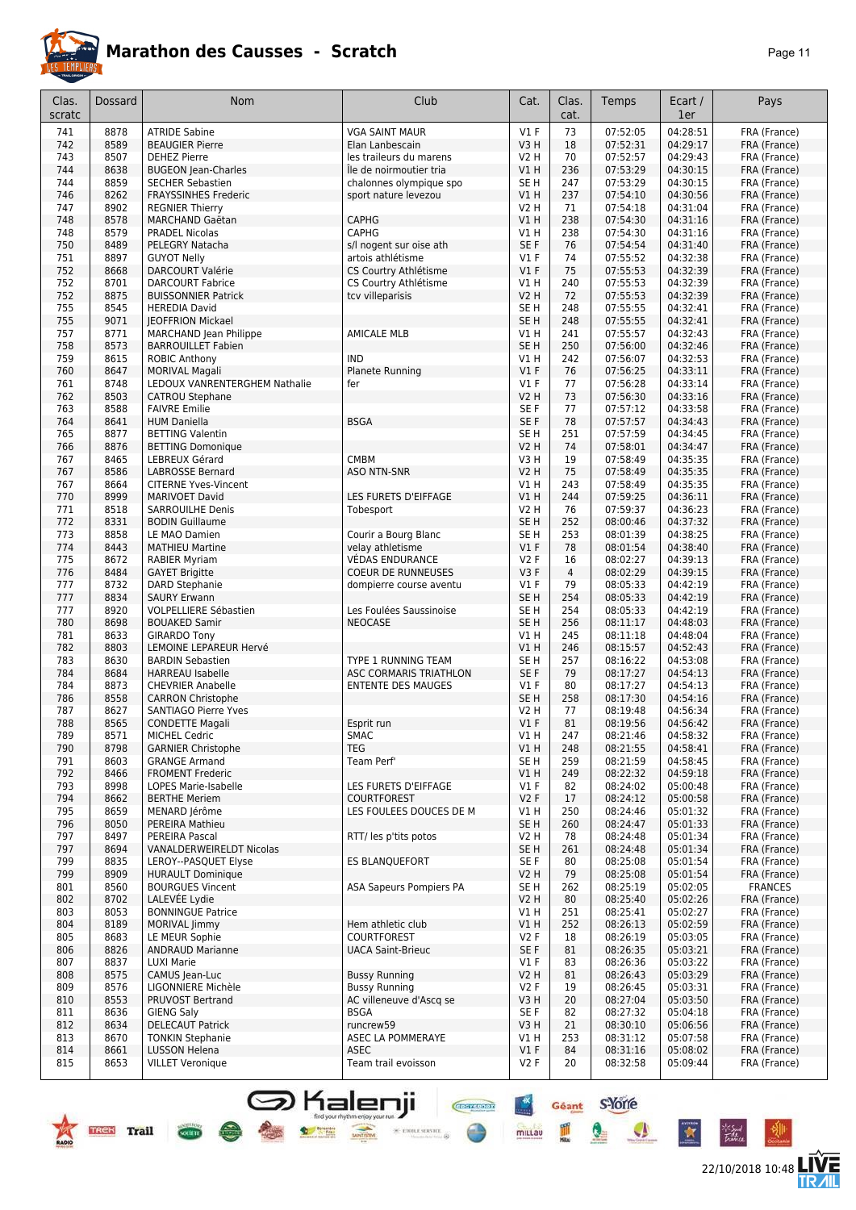# Marathon des Causses - Scratch

| Clas. scratc | Dossard | Nom | Club | Cat. | Clas. cat. | Temps | Ecart / 1er | Pays |
|---|---|---|---|---|---|---|---|---|
| 741 | 8878 | ATRIDE Sabine | VGA SAINT MAUR | V1 F | 73 | 07:52:05 | 04:28:51 | FRA (France) |
| 742 | 8589 | BEAUGIER Pierre | Elan Lanbescain | V3 H | 18 | 07:52:31 | 04:29:17 | FRA (France) |
| 743 | 8507 | DEHEZ Pierre | les traileurs du marens | V2 H | 70 | 07:52:57 | 04:29:43 | FRA (France) |
| 744 | 8638 | BUGEON Jean-Charles | Île de noirmoutier tria | V1 H | 236 | 07:53:29 | 04:30:15 | FRA (France) |
| 744 | 8859 | SECHER Sebastien | chalonnes olympique spo | SE H | 247 | 07:53:29 | 04:30:15 | FRA (France) |
| 746 | 8262 | FRAYSSINHES Frederic | sport nature levezou | V1 H | 237 | 07:54:10 | 04:30:56 | FRA (France) |
| 747 | 8902 | REGNIER Thierry | | V2 H | 71 | 07:54:18 | 04:31:04 | FRA (France) |
| 748 | 8578 | MARCHAND Gaëtan | CAPHG | V1 H | 238 | 07:54:30 | 04:31:16 | FRA (France) |
| 748 | 8579 | PRADEL Nicolas | CAPHG | V1 H | 238 | 07:54:30 | 04:31:16 | FRA (France) |
| 750 | 8489 | PELEGRY Natacha | s/l nogent sur oise ath | SE F | 76 | 07:54:54 | 04:31:40 | FRA (France) |
| 751 | 8897 | GUYOT Nelly | artois athlétisme | V1 F | 74 | 07:55:52 | 04:32:38 | FRA (France) |
| 752 | 8668 | DARCOURT Valérie | CS Courtry Athlétisme | V1 F | 75 | 07:55:53 | 04:32:39 | FRA (France) |
| 752 | 8701 | DARCOURT Fabrice | CS Courtry Athlétisme | V1 H | 240 | 07:55:53 | 04:32:39 | FRA (France) |
| 752 | 8875 | BUISSONNIER Patrick | tcv villeparisis | V2 H | 72 | 07:55:53 | 04:32:39 | FRA (France) |
| 755 | 8545 | HEREDIA David | | SE H | 248 | 07:55:55 | 04:32:41 | FRA (France) |
| 755 | 9071 | JEOFFRION Mickael | | SE H | 248 | 07:55:55 | 04:32:41 | FRA (France) |
| 757 | 8771 | MARCHAND Jean Philippe | AMICALE MLB | V1 H | 241 | 07:55:57 | 04:32:43 | FRA (France) |
| 758 | 8573 | BARROUILLET Fabien | | SE H | 250 | 07:56:00 | 04:32:46 | FRA (France) |
| 759 | 8615 | ROBIC Anthony | IND | V1 H | 242 | 07:56:07 | 04:32:53 | FRA (France) |
| 760 | 8647 | MORIVAL Magali | Planete Running | V1 F | 76 | 07:56:25 | 04:33:11 | FRA (France) |
| 761 | 8748 | LEDOUX VANRENTERGHEM Nathalie | fer | V1 F | 77 | 07:56:28 | 04:33:14 | FRA (France) |
| 762 | 8503 | CATROU Stephane | | V2 H | 73 | 07:56:30 | 04:33:16 | FRA (France) |
| 763 | 8588 | FAIVRE Emilie | | SE F | 77 | 07:57:12 | 04:33:58 | FRA (France) |
| 764 | 8641 | HUM Daniella | BSGA | SE F | 78 | 07:57:57 | 04:34:43 | FRA (France) |
| 765 | 8877 | BETTING Valentin | | SE H | 251 | 07:57:59 | 04:34:45 | FRA (France) |
| 766 | 8876 | BETTING Domonique | | V2 H | 74 | 07:58:01 | 04:34:47 | FRA (France) |
| 767 | 8465 | LEBREUX Gérard | CMBM | V3 H | 19 | 07:58:49 | 04:35:35 | FRA (France) |
| 767 | 8586 | LABROSSE Bernard | ASO NTN-SNR | V2 H | 75 | 07:58:49 | 04:35:35 | FRA (France) |
| 767 | 8664 | CITERNE Yves-Vincent | | V1 H | 243 | 07:58:49 | 04:35:35 | FRA (France) |
| 770 | 8999 | MARIVOET David | LES FURETS D'EIFFAGE | V1 H | 244 | 07:59:25 | 04:36:11 | FRA (France) |
| 771 | 8518 | SARROUILHE Denis | Tobesport | V2 H | 76 | 07:59:37 | 04:36:23 | FRA (France) |
| 772 | 8331 | BODIN Guillaume | | SE H | 252 | 08:00:46 | 04:37:32 | FRA (France) |
| 773 | 8858 | LE MAO Damien | Courir a Bourg Blanc | SE H | 253 | 08:01:39 | 04:38:25 | FRA (France) |
| 774 | 8443 | MATHIEU Martine | velay athletisme | V1 F | 78 | 08:01:54 | 04:38:40 | FRA (France) |
| 775 | 8672 | RABIER Myriam | VÉDAS ENDURANCE | V2 F | 16 | 08:02:27 | 04:39:13 | FRA (France) |
| 776 | 8484 | GAYET Brigitte | COEUR DE RUNNEUSES | V3 F | 4 | 08:02:29 | 04:39:15 | FRA (France) |
| 777 | 8732 | DARD Stephanie | dompierre course aventu | V1 F | 79 | 08:05:33 | 04:42:19 | FRA (France) |
| 777 | 8834 | SAURY Erwann | | SE H | 254 | 08:05:33 | 04:42:19 | FRA (France) |
| 777 | 8920 | VOLPELLIERE Sébastien | Les Foulées Saussinoise | SE H | 254 | 08:05:33 | 04:42:19 | FRA (France) |
| 780 | 8698 | BOUAKED Samir | NEOCASE | SE H | 256 | 08:11:17 | 04:48:03 | FRA (France) |
| 781 | 8633 | GIRARDO Tony | | V1 H | 245 | 08:11:18 | 04:48:04 | FRA (France) |
| 782 | 8803 | LEMOINE LEPAREUR Hervé | | V1 H | 246 | 08:15:57 | 04:52:43 | FRA (France) |
| 783 | 8630 | BARDIN Sebastien | TYPE 1 RUNNING TEAM | SE H | 257 | 08:16:22 | 04:53:08 | FRA (France) |
| 784 | 8684 | HARREAU Isabelle | ASC CORMARIS TRIATHLON | SE F | 79 | 08:17:27 | 04:54:13 | FRA (France) |
| 784 | 8873 | CHEVRIER Anabelle | ENTENTE DES MAUGES | V1 F | 80 | 08:17:27 | 04:54:13 | FRA (France) |
| 786 | 8558 | CARRON Christophe | | SE H | 258 | 08:17:30 | 04:54:16 | FRA (France) |
| 787 | 8627 | SANTIAGO Pierre Yves | | V2 H | 77 | 08:19:48 | 04:56:34 | FRA (France) |
| 788 | 8565 | CONDETTE Magali | Esprit run | V1 F | 81 | 08:19:56 | 04:56:42 | FRA (France) |
| 789 | 8571 | MICHEL Cedric | SMAC | V1 H | 247 | 08:21:46 | 04:58:32 | FRA (France) |
| 790 | 8798 | GARNIER Christophe | TEG | V1 H | 248 | 08:21:55 | 04:58:41 | FRA (France) |
| 791 | 8603 | GRANGE Armand | Team Perf' | SE H | 259 | 08:21:59 | 04:58:45 | FRA (France) |
| 792 | 8466 | FROMENT Frederic | | V1 H | 249 | 08:22:32 | 04:59:18 | FRA (France) |
| 793 | 8998 | LOPES Marie-Isabelle | LES FURETS D'EIFFAGE | V1 F | 82 | 08:24:02 | 05:00:48 | FRA (France) |
| 794 | 8662 | BERTHE Meriem | COURTFOREST | V2 F | 17 | 08:24:12 | 05:00:58 | FRA (France) |
| 795 | 8659 | MENARD Jérôme | LES FOULEES DOUCES DE M | V1 H | 250 | 08:24:46 | 05:01:32 | FRA (France) |
| 796 | 8050 | PEREIRA Mathieu | | SE H | 260 | 08:24:47 | 05:01:33 | FRA (France) |
| 797 | 8497 | PEREIRA Pascal | RTT/ les p'tits potos | V2 H | 78 | 08:24:48 | 05:01:34 | FRA (France) |
| 797 | 8694 | VANALDERWEIRELDT Nicolas | | SE H | 261 | 08:24:48 | 05:01:34 | FRA (France) |
| 799 | 8835 | LEROY--PASQUET Elyse | ES BLANQUEFORT | SE F | 80 | 08:25:08 | 05:01:54 | FRA (France) |
| 799 | 8909 | HURAULT Dominique | | V2 H | 79 | 08:25:08 | 05:01:54 | FRA (France) |
| 801 | 8560 | BOURGUES Vincent | ASA Sapeurs Pompiers PA | SE H | 262 | 08:25:19 | 05:02:05 | FRANCES |
| 802 | 8702 | LALEVÉE Lydie | | V2 H | 80 | 08:25:40 | 05:02:26 | FRA (France) |
| 803 | 8053 | BONNINGUE Patrice | | V1 H | 251 | 08:25:41 | 05:02:27 | FRA (France) |
| 804 | 8189 | MORIVAL Jimmy | Hem athletic club | V1 H | 252 | 08:26:13 | 05:02:59 | FRA (France) |
| 805 | 8683 | LE MEUR Sophie | COURTFOREST | V2 F | 18 | 08:26:19 | 05:03:05 | FRA (France) |
| 806 | 8826 | ANDRAUD Marianne | UACA Saint-Brieuc | SE F | 81 | 08:26:35 | 05:03:21 | FRA (France) |
| 807 | 8837 | LUXI Marie | | V1 F | 83 | 08:26:36 | 05:03:22 | FRA (France) |
| 808 | 8575 | CAMUS Jean-Luc | Bussy Running | V2 H | 81 | 08:26:43 | 05:03:29 | FRA (France) |
| 809 | 8576 | LIGONNIERE Michèle | Bussy Running | V2 F | 19 | 08:26:45 | 05:03:31 | FRA (France) |
| 810 | 8553 | PRUVOST Bertrand | AC villeneuve d'Ascq se | V3 H | 20 | 08:27:04 | 05:03:50 | FRA (France) |
| 811 | 8636 | GIENG Saly | BSGA | SE F | 82 | 08:27:32 | 05:04:18 | FRA (France) |
| 812 | 8634 | DELECAUT Patrick | runcrew59 | V3 H | 21 | 08:30:10 | 05:06:56 | FRA (France) |
| 813 | 8670 | TONKIN Stephanie | ASEC LA POMMERAYE | V1 H | 253 | 08:31:12 | 05:07:58 | FRA (France) |
| 814 | 8661 | LUSSON Helena | ASEC | V1 F | 84 | 08:31:16 | 05:08:02 | FRA (France) |
| 815 | 8653 | VILLET Veronique | Team trail evoisson | V2 F | 20 | 08:32:58 | 05:09:44 | FRA (France) |

22/10/2018 10:48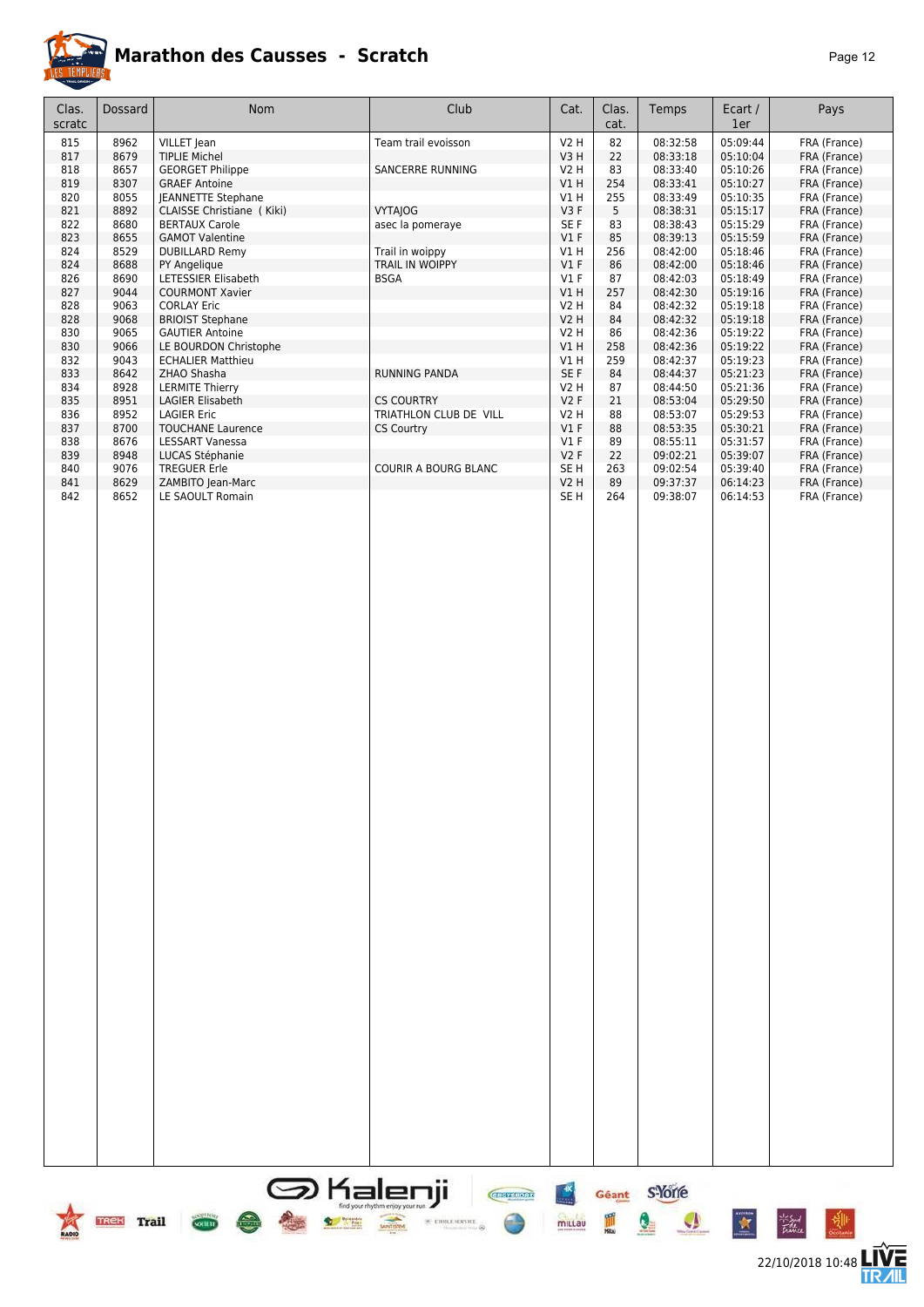# Marathon des Causses - Scratch

| Clas. scratc | Dossard | Nom | Club | Cat. | Clas. cat. | Temps | Ecart / 1er | Pays |
|---|---|---|---|---|---|---|---|---|
| 815 | 8962 | VILLET Jean | Team trail evoisson | V2 H | 82 | 08:32:58 | 05:09:44 | FRA (France) |
| 817 | 8679 | TIPLIE Michel | | V3 H | 22 | 08:33:18 | 05:10:04 | FRA (France) |
| 818 | 8657 | GEORGET Philippe | SANCERRE RUNNING | V2 H | 83 | 08:33:40 | 05:10:26 | FRA (France) |
| 819 | 8307 | GRAEF Antoine | | V1 H | 254 | 08:33:41 | 05:10:27 | FRA (France) |
| 820 | 8055 | JEANNETTE Stephane | | V1 H | 255 | 08:33:49 | 05:10:35 | FRA (France) |
| 821 | 8892 | CLAISSE Christiane ( Kiki) | VYTAJOG | V3 F | 5 | 08:38:31 | 05:15:17 | FRA (France) |
| 822 | 8680 | BERTAUX Carole | asec la pomeraye | SE F | 83 | 08:38:43 | 05:15:29 | FRA (France) |
| 823 | 8655 | GAMOT Valentine | | V1 F | 85 | 08:39:13 | 05:15:59 | FRA (France) |
| 824 | 8529 | DUBILLARD Remy | Trail in woippy | V1 H | 256 | 08:42:00 | 05:18:46 | FRA (France) |
| 824 | 8688 | PY Angelique | TRAIL IN WOIPPY | V1 F | 86 | 08:42:00 | 05:18:46 | FRA (France) |
| 826 | 8690 | LETESSIER Elisabeth | BSGA | V1 F | 87 | 08:42:03 | 05:18:49 | FRA (France) |
| 827 | 9044 | COURMONT Xavier | | V1 H | 257 | 08:42:30 | 05:19:16 | FRA (France) |
| 828 | 9063 | CORLAY Eric | | V2 H | 84 | 08:42:32 | 05:19:18 | FRA (France) |
| 828 | 9068 | BRIOIST Stephane | | V2 H | 84 | 08:42:32 | 05:19:18 | FRA (France) |
| 830 | 9065 | GAUTIER Antoine | | V2 H | 86 | 08:42:36 | 05:19:22 | FRA (France) |
| 830 | 9066 | LE BOURDON Christophe | | V1 H | 258 | 08:42:36 | 05:19:22 | FRA (France) |
| 832 | 9043 | ECHALIER Matthieu | | V1 H | 259 | 08:42:37 | 05:19:23 | FRA (France) |
| 833 | 8642 | ZHAO Shasha | RUNNING PANDA | SE F | 84 | 08:44:37 | 05:21:23 | FRA (France) |
| 834 | 8928 | LERMITE Thierry | | V2 H | 87 | 08:44:50 | 05:21:36 | FRA (France) |
| 835 | 8951 | LAGIER Elisabeth | CS COURTRY | V2 F | 21 | 08:53:04 | 05:29:50 | FRA (France) |
| 836 | 8952 | LAGIER Eric | TRIATHLON CLUB DE VILL | V2 H | 88 | 08:53:07 | 05:29:53 | FRA (France) |
| 837 | 8700 | TOUCHANE Laurence | CS Courtry | V1 F | 88 | 08:53:35 | 05:30:21 | FRA (France) |
| 838 | 8676 | LESSART Vanessa | | V1 F | 89 | 08:55:11 | 05:31:57 | FRA (France) |
| 839 | 8948 | LUCAS Stéphanie | | V2 F | 22 | 09:02:21 | 05:39:07 | FRA (France) |
| 840 | 9076 | TREGUER Erle | COURIR A BOURG BLANC | SE H | 263 | 09:02:54 | 05:39:40 | FRA (France) |
| 841 | 8629 | ZAMBITO Jean-Marc | | V2 H | 89 | 09:37:37 | 06:14:23 | FRA (France) |
| 842 | 8652 | LE SAOULT Romain | | SE H | 264 | 09:38:07 | 06:14:53 | FRA (France) |

22/10/2018 10:48